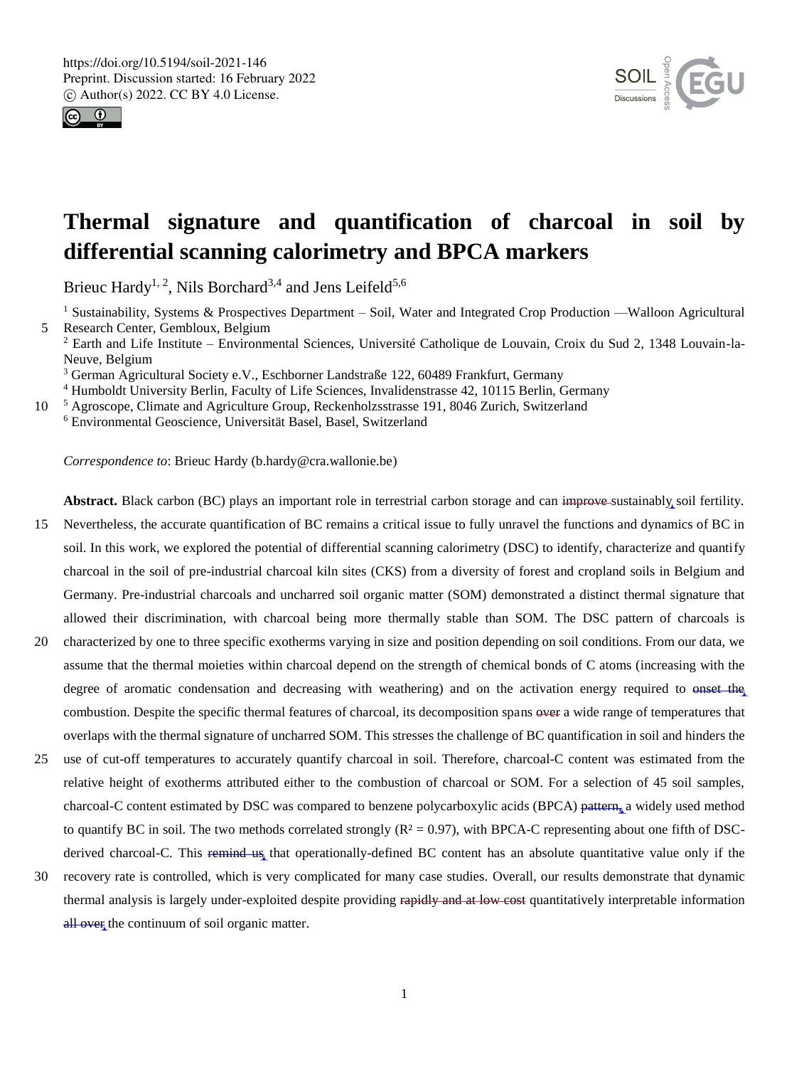# Thermal signature and quantification of charcoal in soil by differential scanning calorimetry and BPCA markers

Brieuc Hardy[1, 2], Nils Borchard[3,4] and Jens Leifeld[5,6]

[1] Sustainability, Systems & Prospectives Department – Soil, Water and Integrated Crop Production —Walloon Agricultural Research Center, Gembloux, Belgium

[2] Earth and Life Institute – Environmental Sciences, Université Catholique de Louvain, Croix du Sud 2, 1348 Louvain-la-Neuve, Belgium

[3] German Agricultural Society e.V., Eschborner Landstraße 122, 60489 Frankfurt, Germany

[4] Humboldt University Berlin, Faculty of Life Sciences, Invalidenstrasse 42, 10115 Berlin, Germany

[5] Agroscope, Climate and Agriculture Group, Reckenholzsstrasse 191, 8046 Zurich, Switzerland

[6] Environmental Geoscience, Universität Basel, Basel, Switzerland

*Correspondence to*: Brieuc Hardy (b.hardy@cra.wallonie.be)

**Abstract.** Black carbon (BC) plays an important role in terrestrial carbon storage and can improve sustainably soil fertility. Nevertheless, the accurate quantification of BC remains a critical issue to fully unravel the functions and dynamics of BC in soil. In this work, we explored the potential of differential scanning calorimetry (DSC) to identify, characterize and quantify charcoal in the soil of pre-industrial charcoal kiln sites (CKS) from a diversity of forest and cropland soils in Belgium and Germany. Pre-industrial charcoals and uncharred soil organic matter (SOM) demonstrated a distinct thermal signature that allowed their discrimination, with charcoal being more thermally stable than SOM. The DSC pattern of charcoals is characterized by one to three specific exotherms varying in size and position depending on soil conditions. From our data, we assume that the thermal moieties within charcoal depend on the strength of chemical bonds of C atoms (increasing with the degree of aromatic condensation and decreasing with weathering) and on the activation energy required to onset the combustion. Despite the specific thermal features of charcoal, its decomposition spans over a wide range of temperatures that overlaps with the thermal signature of uncharred SOM. This stresses the challenge of BC quantification in soil and hinders the use of cut-off temperatures to accurately quantify charcoal in soil. Therefore, charcoal-C content was estimated from the relative height of exotherms attributed either to the combustion of charcoal or SOM. For a selection of 45 soil samples, charcoal-C content estimated by DSC was compared to benzene polycarboxylic acids (BPCA) pattern, a widely used method to quantify BC in soil. The two methods correlated strongly ($R^2 = 0.97$), with BPCA-C representing about one fifth of DSC-derived charcoal-C. This remind us that operationally-defined BC content has an absolute quantitative value only if the recovery rate is controlled, which is very complicated for many case studies. Overall, our results demonstrate that dynamic thermal analysis is largely under-exploited despite providing rapidly and at low cost quantitatively interpretable information all over the continuum of soil organic matter.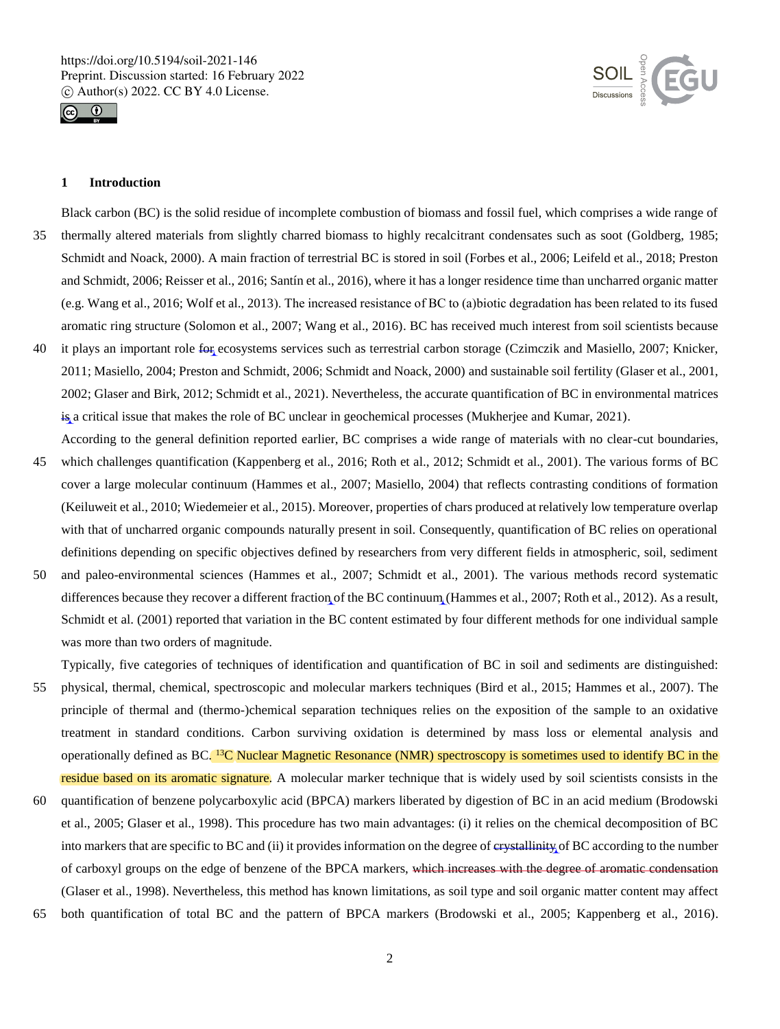## 1 Introduction

Black carbon (BC) is the solid residue of incomplete combustion of biomass and fossil fuel, which comprises a wide range of thermally altered materials from slightly charred biomass to highly recalcitrant condensates such as soot (Goldberg, 1985; Schmidt and Noack, 2000). A main fraction of terrestrial BC is stored in soil (Forbes et al., 2006; Leifeld et al., 2018; Preston and Schmidt, 2006; Reisser et al., 2016; Santín et al., 2016), where it has a longer residence time than uncharred organic matter (e.g. Wang et al., 2016; Wolf et al., 2013). The increased resistance of BC to (a)biotic degradation has been related to its fused aromatic ring structure (Solomon et al., 2007; Wang et al., 2016). BC has received much interest from soil scientists because it plays an important role for ecosystems services such as terrestrial carbon storage (Czimczik and Masiello, 2007; Knicker, 2011; Masiello, 2004; Preston and Schmidt, 2006; Schmidt and Noack, 2000) and sustainable soil fertility (Glaser et al., 2001, 2002; Glaser and Birk, 2012; Schmidt et al., 2021). Nevertheless, the accurate quantification of BC in environmental matrices is a critical issue that makes the role of BC unclear in geochemical processes (Mukherjee and Kumar, 2021).

According to the general definition reported earlier, BC comprises a wide range of materials with no clear-cut boundaries, which challenges quantification (Kappenberg et al., 2016; Roth et al., 2012; Schmidt et al., 2001). The various forms of BC cover a large molecular continuum (Hammes et al., 2007; Masiello, 2004) that reflects contrasting conditions of formation (Keiluweit et al., 2010; Wiedemeier et al., 2015). Moreover, properties of chars produced at relatively low temperature overlap with that of uncharred organic compounds naturally present in soil. Consequently, quantification of BC relies on operational definitions depending on specific objectives defined by researchers from very different fields in atmospheric, soil, sediment and paleo-environmental sciences (Hammes et al., 2007; Schmidt et al., 2001). The various methods record systematic differences because they recover a different fraction of the BC continuum (Hammes et al., 2007; Roth et al., 2012). As a result, Schmidt et al. (2001) reported that variation in the BC content estimated by four different methods for one individual sample was more than two orders of magnitude.

Typically, five categories of techniques of identification and quantification of BC in soil and sediments are distinguished: physical, thermal, chemical, spectroscopic and molecular markers techniques (Bird et al., 2015; Hammes et al., 2007). The principle of thermal and (thermo-)chemical separation techniques relies on the exposition of the sample to an oxidative treatment in standard conditions. Carbon surviving oxidation is determined by mass loss or elemental analysis and operationally defined as BC. $^{13}C$ Nuclear Magnetic Resonance (NMR) spectroscopy is sometimes used to identify BC in the residue based on its aromatic signature. A molecular marker technique that is widely used by soil scientists consists in the quantification of benzene polycarboxylic acid (BPCA) markers liberated by digestion of BC in an acid medium (Brodowski et al., 2005; Glaser et al., 1998). This procedure has two main advantages: (i) it relies on the chemical decomposition of BC into markers that are specific to BC and (ii) it provides information on the degree of crystallinity of BC according to the number of carboxyl groups on the edge of benzene of the BPCA markers, which increases with the degree of aromatic condensation (Glaser et al., 1998). Nevertheless, this method has known limitations, as soil type and soil organic matter content may affect both quantification of total BC and the pattern of BPCA markers (Brodowski et al., 2005; Kappenberg et al., 2016).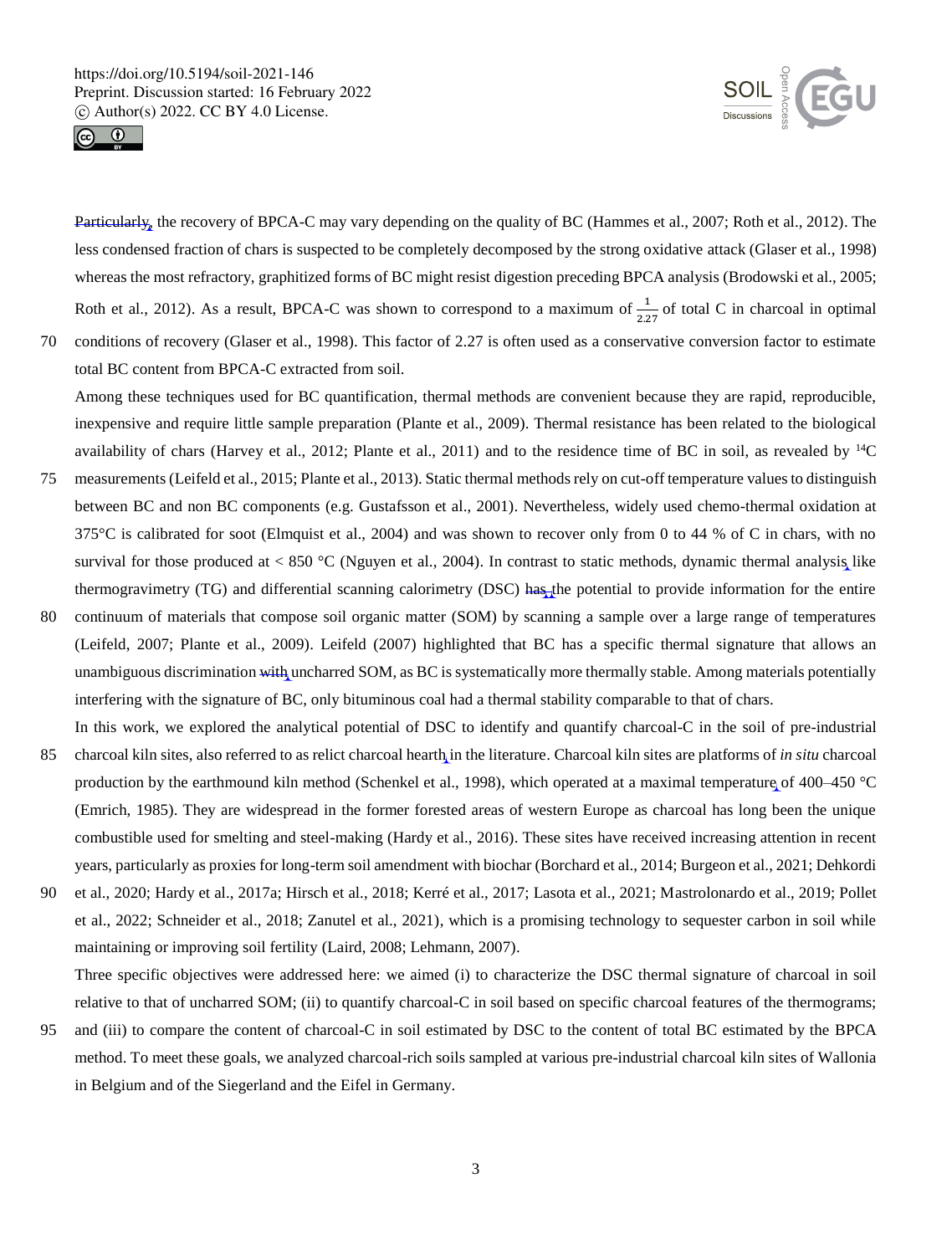Particularly, the recovery of BPCA-C may vary depending on the quality of BC (Hammes et al., 2007; Roth et al., 2012). The less condensed fraction of chars is suspected to be completely decomposed by the strong oxidative attack (Glaser et al., 1998) whereas the most refractory, graphitized forms of BC might resist digestion preceding BPCA analysis (Brodowski et al., 2005; Roth et al., 2012). As a result, BPCA-C was shown to correspond to a maximum of $\frac{1}{2.27}$ of total C in charcoal in optimal conditions of recovery (Glaser et al., 1998). This factor of 2.27 is often used as a conservative conversion factor to estimate total BC content from BPCA-C extracted from soil.

Among these techniques used for BC quantification, thermal methods are convenient because they are rapid, reproducible, inexpensive and require little sample preparation (Plante et al., 2009). Thermal resistance has been related to the biological availability of chars (Harvey et al., 2012; Plante et al., 2011) and to the residence time of BC in soil, as revealed by $^{14}C$ measurements (Leifeld et al., 2015; Plante et al., 2013). Static thermal methods rely on cut-off temperature values to distinguish between BC and non BC components (e.g. Gustafsson et al., 2001). Nevertheless, widely used chemo-thermal oxidation at 375°C is calibrated for soot (Elmquist et al., 2004) and was shown to recover only from 0 to 44 % of C in chars, with no survival for those produced at < 850 °C (Nguyen et al., 2004). In contrast to static methods, dynamic thermal analysis like thermogravimetry (TG) and differential scanning calorimetry (DSC) has the potential to provide information for the entire continuum of materials that compose soil organic matter (SOM) by scanning a sample over a large range of temperatures (Leifeld, 2007; Plante et al., 2009). Leifeld (2007) highlighted that BC has a specific thermal signature that allows an unambiguous discrimination with uncharred SOM, as BC is systematically more thermally stable. Among materials potentially interfering with the signature of BC, only bituminous coal had a thermal stability comparable to that of chars.

In this work, we explored the analytical potential of DSC to identify and quantify charcoal-C in the soil of pre-industrial charcoal kiln sites, also referred to as relict charcoal hearth in the literature. Charcoal kiln sites are platforms of *in situ* charcoal production by the earthmound kiln method (Schenkel et al., 1998), which operated at a maximal temperature of 400–450 °C (Emrich, 1985). They are widespread in the former forested areas of western Europe as charcoal has long been the unique combustible used for smelting and steel-making (Hardy et al., 2016). These sites have received increasing attention in recent years, particularly as proxies for long-term soil amendment with biochar (Borchard et al., 2014; Burgeon et al., 2021; Dehkordi et al., 2020; Hardy et al., 2017a; Hirsch et al., 2018; Kerré et al., 2017; Lasota et al., 2021; Mastrolonardo et al., 2019; Pollet et al., 2022; Schneider et al., 2018; Zanutel et al., 2021), which is a promising technology to sequester carbon in soil while maintaining or improving soil fertility (Laird, 2008; Lehmann, 2007).

Three specific objectives were addressed here: we aimed (i) to characterize the DSC thermal signature of charcoal in soil relative to that of uncharred SOM; (ii) to quantify charcoal-C in soil based on specific charcoal features of the thermograms; and (iii) to compare the content of charcoal-C in soil estimated by DSC to the content of total BC estimated by the BPCA method. To meet these goals, we analyzed charcoal-rich soils sampled at various pre-industrial charcoal kiln sites of Wallonia in Belgium and of the Siegerland and the Eifel in Germany.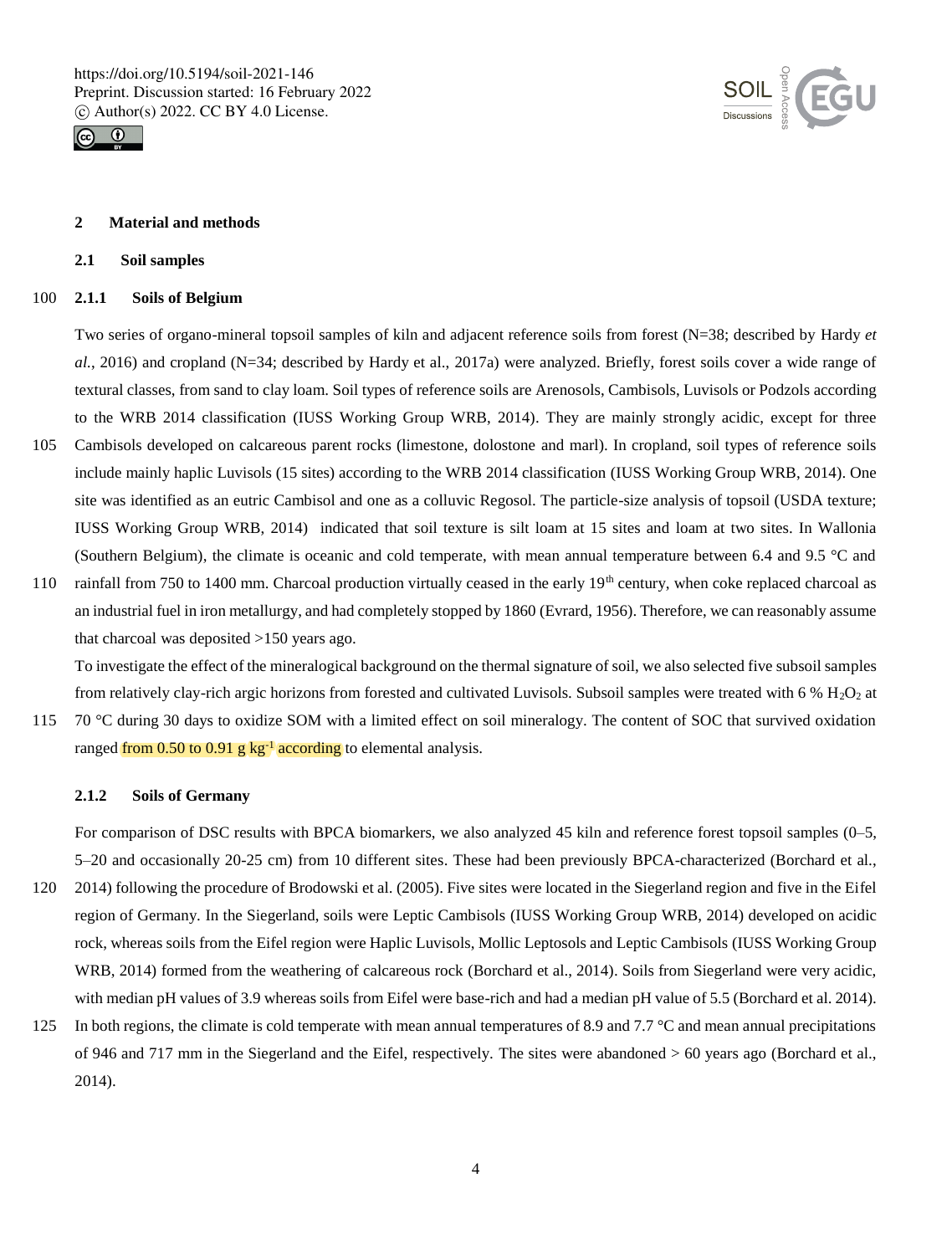## 2 Material and methods

### 2.1 Soil samples

#### 2.1.1 Soils of Belgium

Two series of organo-mineral topsoil samples of kiln and adjacent reference soils from forest (N=38; described by Hardy *et al.*, 2016) and cropland (N=34; described by Hardy et al., 2017a) were analyzed. Briefly, forest soils cover a wide range of textural classes, from sand to clay loam. Soil types of reference soils are Arenosols, Cambisols, Luvisols or Podzols according to the WRB 2014 classification (IUSS Working Group WRB, 2014). They are mainly strongly acidic, except for three Cambisols developed on calcareous parent rocks (limestone, dolostone and marl). In cropland, soil types of reference soils include mainly haplic Luvisols (15 sites) according to the WRB 2014 classification (IUSS Working Group WRB, 2014). One site was identified as an eutric Cambisol and one as a colluvic Regosol. The particle-size analysis of topsoil (USDA texture; IUSS Working Group WRB, 2014) indicated that soil texture is silt loam at 15 sites and loam at two sites. In Wallonia (Southern Belgium), the climate is oceanic and cold temperate, with mean annual temperature between 6.4 and 9.5 °C and rainfall from 750 to 1400 mm. Charcoal production virtually ceased in the early 19th century, when coke replaced charcoal as an industrial fuel in iron metallurgy, and had completely stopped by 1860 (Evrard, 1956). Therefore, we can reasonably assume that charcoal was deposited >150 years ago.

To investigate the effect of the mineralogical background on the thermal signature of soil, we also selected five subsoil samples from relatively clay-rich argic horizons from forested and cultivated Luvisols. Subsoil samples were treated with 6 % $H_2O_2$ at 70 °C during 30 days to oxidize SOM with a limited effect on soil mineralogy. The content of SOC that survived oxidation ranged from 0.50 to 0.91 g $kg^{-1}$ according to elemental analysis.

#### 2.1.2 Soils of Germany

For comparison of DSC results with BPCA biomarkers, we also analyzed 45 kiln and reference forest topsoil samples (0–5, 5–20 and occasionally 20-25 cm) from 10 different sites. These had been previously BPCA-characterized (Borchard et al., 2014) following the procedure of Brodowski et al. (2005). Five sites were located in the Siegerland region and five in the Eifel region of Germany. In the Siegerland, soils were Leptic Cambisols (IUSS Working Group WRB, 2014) developed on acidic rock, whereas soils from the Eifel region were Haplic Luvisols, Mollic Leptosols and Leptic Cambisols (IUSS Working Group WRB, 2014) formed from the weathering of calcareous rock (Borchard et al., 2014). Soils from Siegerland were very acidic, with median pH values of 3.9 whereas soils from Eifel were base-rich and had a median pH value of 5.5 (Borchard et al. 2014). In both regions, the climate is cold temperate with mean annual temperatures of 8.9 and 7.7 °C and mean annual precipitations of 946 and 717 mm in the Siegerland and the Eifel, respectively. The sites were abandoned > 60 years ago (Borchard et al., 2014).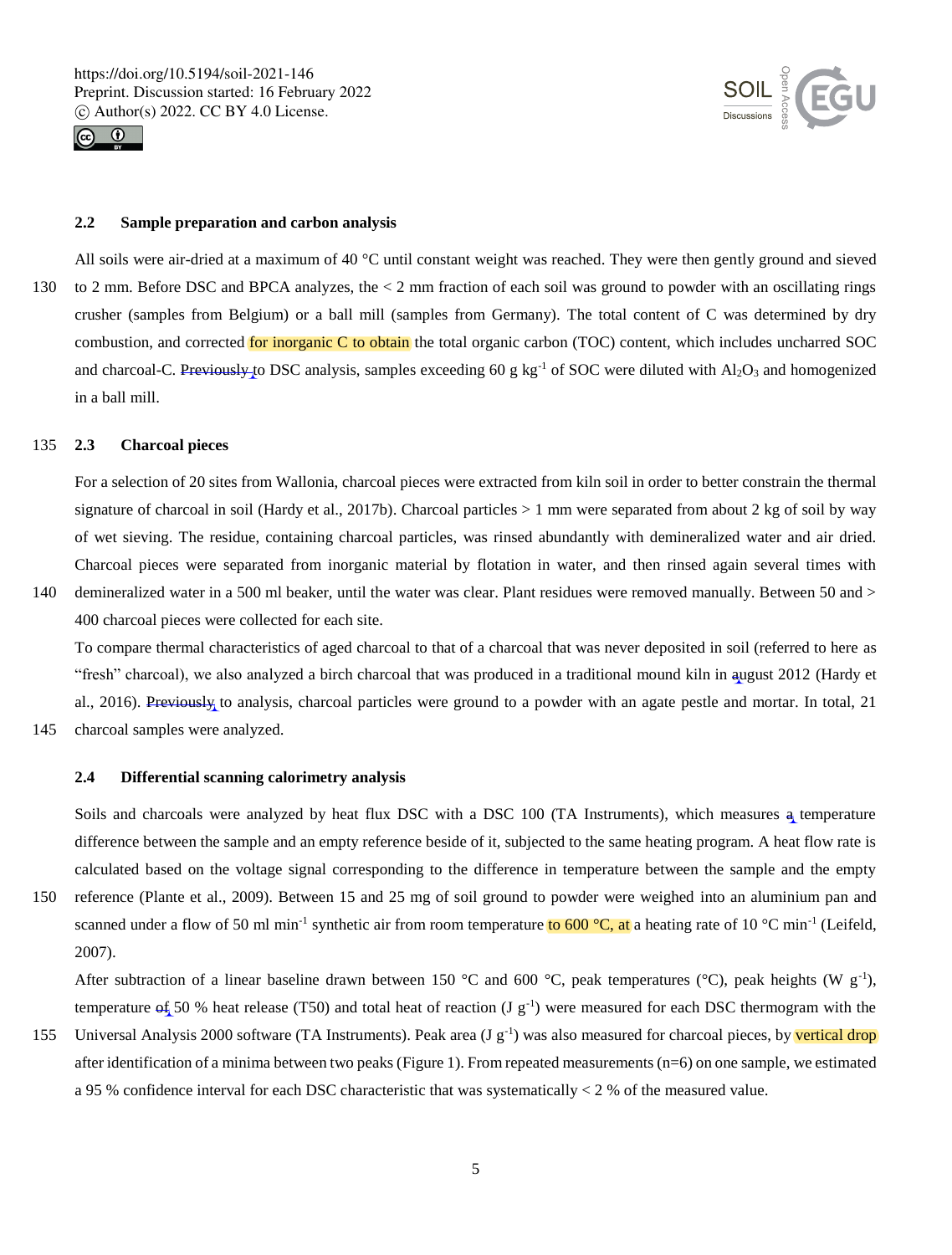### 2.2 Sample preparation and carbon analysis

All soils were air-dried at a maximum of 40 °C until constant weight was reached. They were then gently ground and sieved to 2 mm. Before DSC and BPCA analyzes, the < 2 mm fraction of each soil was ground to powder with an oscillating rings crusher (samples from Belgium) or a ball mill (samples from Germany). The total content of C was determined by dry combustion, and corrected for inorganic C to obtain the total organic carbon (TOC) content, which includes uncharred SOC and charcoal-C. ~~Previously~~ to DSC analysis, samples exceeding 60 g $kg^{-1}$ of SOC were diluted with $Al_2O_3$ and homogenized in a ball mill.

### 2.3 Charcoal pieces

For a selection of 20 sites from Wallonia, charcoal pieces were extracted from kiln soil in order to better constrain the thermal signature of charcoal in soil (Hardy et al., 2017b). Charcoal particles > 1 mm were separated from about 2 kg of soil by way of wet sieving. The residue, containing charcoal particles, was rinsed abundantly with demineralized water and air dried. Charcoal pieces were separated from inorganic material by flotation in water, and then rinsed again several times with demineralized water in a 500 ml beaker, until the water was clear. Plant residues were removed manually. Between 50 and > 400 charcoal pieces were collected for each site.

To compare thermal characteristics of aged charcoal to that of a charcoal that was never deposited in soil (referred to here as "fresh" charcoal), we also analyzed a birch charcoal that was produced in a traditional mound kiln in august 2012 (Hardy et al., 2016). ~~Previously~~ to analysis, charcoal particles were ground to a powder with an agate pestle and mortar. In total, 21 charcoal samples were analyzed.

### 2.4 Differential scanning calorimetry analysis

Soils and charcoals were analyzed by heat flux DSC with a DSC 100 (TA Instruments), which measures a temperature difference between the sample and an empty reference beside of it, subjected to the same heating program. A heat flow rate is calculated based on the voltage signal corresponding to the difference in temperature between the sample and the empty reference (Plante et al., 2009). Between 15 and 25 mg of soil ground to powder were weighed into an aluminium pan and scanned under a flow of 50 ml $min^{-1}$ synthetic air from room temperature to 600 °C, at a heating rate of 10 °C $min^{-1}$ (Leifeld, 2007).

After subtraction of a linear baseline drawn between 150 °C and 600 °C, peak temperatures (°C), peak heights (W $g^{-1}$), temperature ~~of~~ 50 % heat release (T50) and total heat of reaction (J $g^{-1}$) were measured for each DSC thermogram with the Universal Analysis 2000 software (TA Instruments). Peak area (J $g^{-1}$) was also measured for charcoal pieces, by vertical drop after identification of a minima between two peaks (Figure 1). From repeated measurements (n=6) on one sample, we estimated a 95 % confidence interval for each DSC characteristic that was systematically < 2 % of the measured value.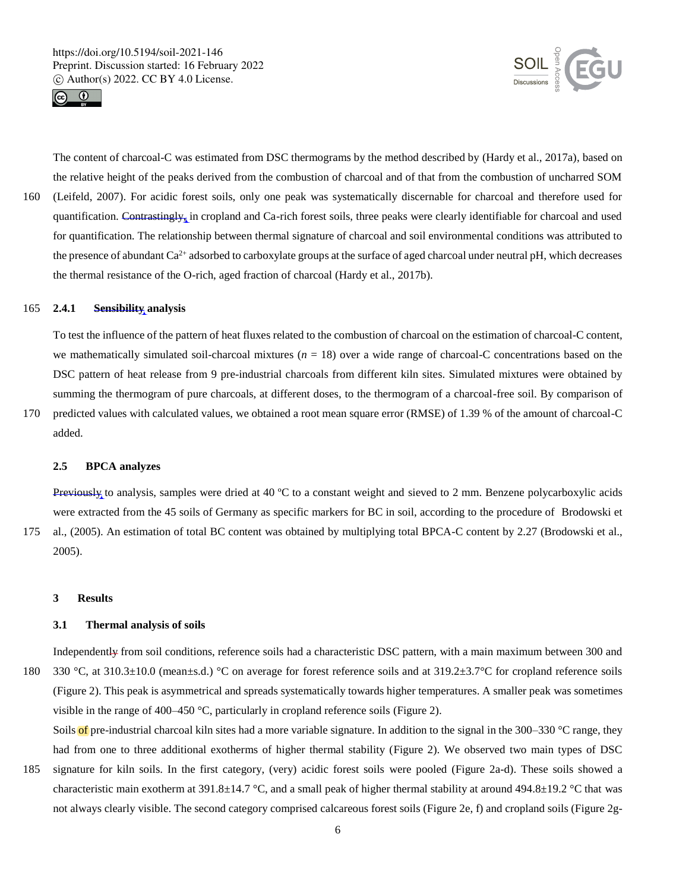The content of charcoal-C was estimated from DSC thermograms by the method described by (Hardy et al., 2017a), based on the relative height of the peaks derived from the combustion of charcoal and of that from the combustion of uncharred SOM (Leifeld, 2007). For acidic forest soils, only one peak was systematically discernable for charcoal and therefore used for quantification. Contrastingly, in cropland and Ca-rich forest soils, three peaks were clearly identifiable for charcoal and used for quantification. The relationship between thermal signature of charcoal and soil environmental conditions was attributed to the presence of abundant $Ca^{2+}$ adsorbed to carboxylate groups at the surface of aged charcoal under neutral pH, which decreases the thermal resistance of the O-rich, aged fraction of charcoal (Hardy et al., 2017b).

#### 2.4.1 Sensibility analysis

To test the influence of the pattern of heat fluxes related to the combustion of charcoal on the estimation of charcoal-C content, we mathematically simulated soil-charcoal mixtures ($n$ = 18) over a wide range of charcoal-C concentrations based on the DSC pattern of heat release from 9 pre-industrial charcoals from different kiln sites. Simulated mixtures were obtained by summing the thermogram of pure charcoals, at different doses, to the thermogram of a charcoal-free soil. By comparison of predicted values with calculated values, we obtained a root mean square error (RMSE) of 1.39 % of the amount of charcoal-C added.

### 2.5 BPCA analyzes

Previously to analysis, samples were dried at 40 ºC to a constant weight and sieved to 2 mm. Benzene polycarboxylic acids were extracted from the 45 soils of Germany as specific markers for BC in soil, according to the procedure of Brodowski et al., (2005). An estimation of total BC content was obtained by multiplying total BPCA-C content by 2.27 (Brodowski et al., 2005).

## 3 Results

### 3.1 Thermal analysis of soils

Independently from soil conditions, reference soils had a characteristic DSC pattern, with a main maximum between 300 and 330 °C, at 310.3±10.0 (mean±s.d.) °C on average for forest reference soils and at 319.2±3.7°C for cropland reference soils (Figure 2). This peak is asymmetrical and spreads systematically towards higher temperatures. A smaller peak was sometimes visible in the range of 400–450 °C, particularly in cropland reference soils (Figure 2).

Soils of pre-industrial charcoal kiln sites had a more variable signature. In addition to the signal in the 300–330 °C range, they had from one to three additional exotherms of higher thermal stability (Figure 2). We observed two main types of DSC signature for kiln soils. In the first category, (very) acidic forest soils were pooled (Figure 2a-d). These soils showed a characteristic main exotherm at 391.8±14.7 °C, and a small peak of higher thermal stability at around 494.8±19.2 °C that was not always clearly visible. The second category comprised calcareous forest soils (Figure 2e, f) and cropland soils (Figure 2g-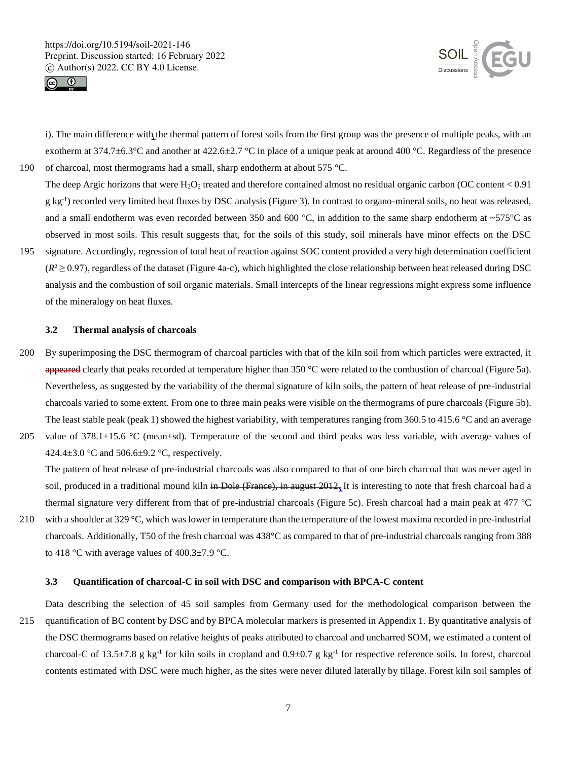i). The main difference with the thermal pattern of forest soils from the first group was the presence of multiple peaks, with an exotherm at 374.7±6.3°C and another at 422.6±2.7 °C in place of a unique peak at around 400 °C. Regardless of the presence of charcoal, most thermograms had a small, sharp endotherm at about 575 °C.

The deep Argic horizons that were $H_2O_2$ treated and therefore contained almost no residual organic carbon (OC content < 0.91 g kg$^{-1}$) recorded very limited heat fluxes by DSC analysis (Figure 3). In contrast to organo-mineral soils, no heat was released, and a small endotherm was even recorded between 350 and 600 °C, in addition to the same sharp endotherm at ~575°C as observed in most soils. This result suggests that, for the soils of this study, soil minerals have minor effects on the DSC signature. Accordingly, regression of total heat of reaction against SOC content provided a very high determination coefficient ($R^2 \geq 0.97$), regardless of the dataset (Figure 4a-c), which highlighted the close relationship between heat released during DSC analysis and the combustion of soil organic materials. Small intercepts of the linear regressions might express some influence of the mineralogy on heat fluxes.

### 3.2 Thermal analysis of charcoals

By superimposing the DSC thermogram of charcoal particles with that of the kiln soil from which particles were extracted, it appeared clearly that peaks recorded at temperature higher than 350 °C were related to the combustion of charcoal (Figure 5a). Nevertheless, as suggested by the variability of the thermal signature of kiln soils, the pattern of heat release of pre-industrial charcoals varied to some extent. From one to three main peaks were visible on the thermograms of pure charcoals (Figure 5b). The least stable peak (peak 1) showed the highest variability, with temperatures ranging from 360.5 to 415.6 °C and an average value of 378.1±15.6 °C (mean±sd). Temperature of the second and third peaks was less variable, with average values of 424.4±3.0 °C and 506.6±9.2 °C, respectively.

The pattern of heat release of pre-industrial charcoals was also compared to that of one birch charcoal that was never aged in soil, produced in a traditional mound kiln in Dole (France), in august 2012, It is interesting to note that fresh charcoal had a thermal signature very different from that of pre-industrial charcoals (Figure 5c). Fresh charcoal had a main peak at 477 °C with a shoulder at 329 °C, which was lower in temperature than the temperature of the lowest maxima recorded in pre-industrial charcoals. Additionally, T50 of the fresh charcoal was 438°C as compared to that of pre-industrial charcoals ranging from 388 to 418 °C with average values of 400.3±7.9 °C.

### 3.3 Quantification of charcoal-C in soil with DSC and comparison with BPCA-C content

Data describing the selection of 45 soil samples from Germany used for the methodological comparison between the quantification of BC content by DSC and by BPCA molecular markers is presented in Appendix 1. By quantitative analysis of the DSC thermograms based on relative heights of peaks attributed to charcoal and uncharred SOM, we estimated a content of charcoal-C of 13.5±7.8 g kg$^{-1}$ for kiln soils in cropland and 0.9±0.7 g kg$^{-1}$ for respective reference soils. In forest, charcoal contents estimated with DSC were much higher, as the sites were never diluted laterally by tillage. Forest kiln soil samples of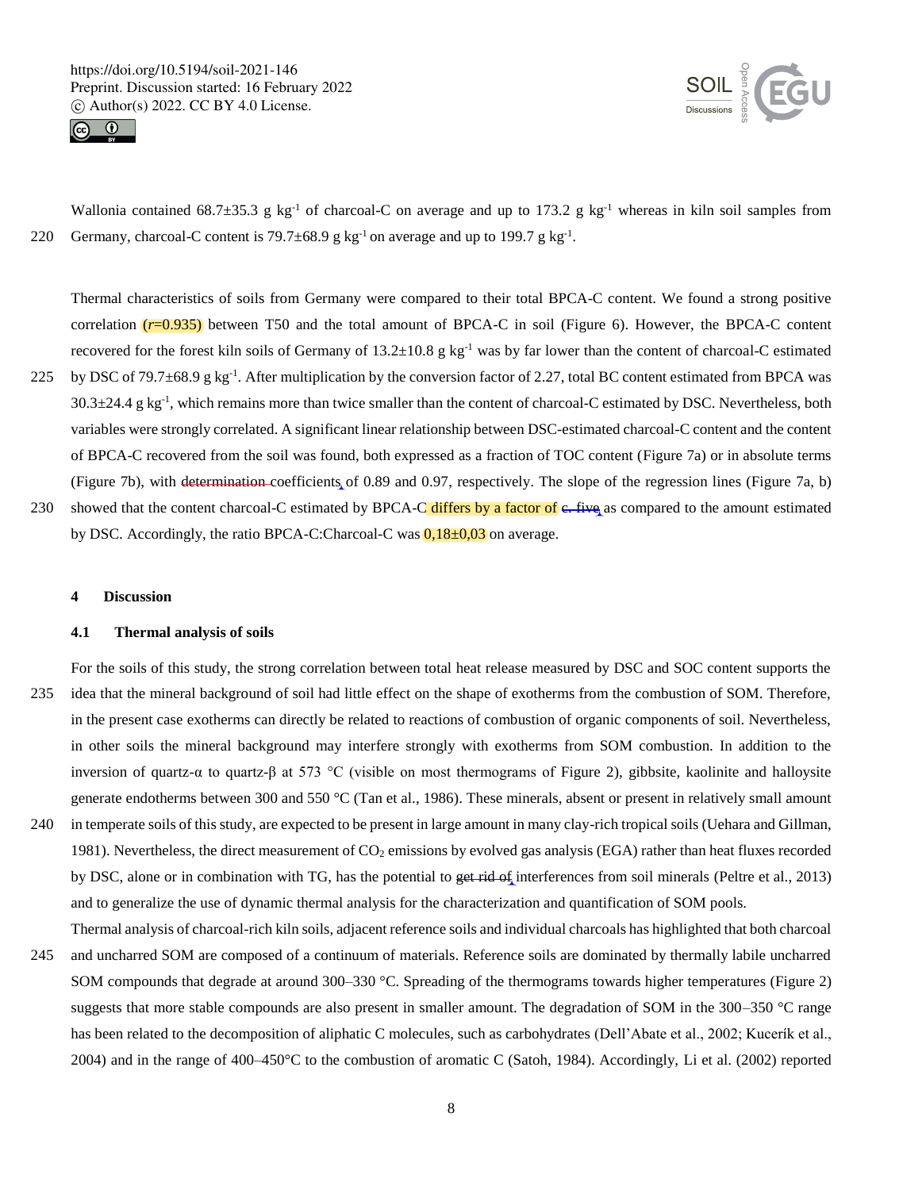Wallonia contained 68.7±35.3 g kg$^{-1}$ of charcoal-C on average and up to 173.2 g kg$^{-1}$ whereas in kiln soil samples from Germany, charcoal-C content is 79.7±68.9 g kg$^{-1}$ on average and up to 199.7 g kg$^{-1}$.

Thermal characteristics of soils from Germany were compared to their total BPCA-C content. We found a strong positive correlation ($r$=0.935) between T50 and the total amount of BPCA-C in soil (Figure 6). However, the BPCA-C content recovered for the forest kiln soils of Germany of 13.2±10.8 g kg$^{-1}$ was by far lower than the content of charcoal-C estimated by DSC of 79.7±68.9 g kg$^{-1}$. After multiplication by the conversion factor of 2.27, total BC content estimated from BPCA was 30.3±24.4 g kg$^{-1}$, which remains more than twice smaller than the content of charcoal-C estimated by DSC. Nevertheless, both variables were strongly correlated. A significant linear relationship between DSC-estimated charcoal-C content and the content of BPCA-C recovered from the soil was found, both expressed as a fraction of TOC content (Figure 7a) or in absolute terms (Figure 7b), with ~~determination~~ coefficients, of 0.89 and 0.97, respectively. The slope of the regression lines (Figure 7a, b) showed that the content charcoal-C estimated by BPCA-C differs by a factor of ~~c. five~~, as compared to the amount estimated by DSC. Accordingly, the ratio BPCA-C:Charcoal-C was 0,18±0,03 on average.

## 4 Discussion

### 4.1 Thermal analysis of soils

For the soils of this study, the strong correlation between total heat release measured by DSC and SOC content supports the idea that the mineral background of soil had little effect on the shape of exotherms from the combustion of SOM. Therefore, in the present case exotherms can directly be related to reactions of combustion of organic components of soil. Nevertheless, in other soils the mineral background may interfere strongly with exotherms from SOM combustion. In addition to the inversion of quartz-α to quartz-β at 573 °C (visible on most thermograms of Figure 2), gibbsite, kaolinite and halloysite generate endotherms between 300 and 550 °C (Tan et al., 1986). These minerals, absent or present in relatively small amount in temperate soils of this study, are expected to be present in large amount in many clay-rich tropical soils (Uehara and Gillman, 1981). Nevertheless, the direct measurement of $CO_2$ emissions by evolved gas analysis (EGA) rather than heat fluxes recorded by DSC, alone or in combination with TG, has the potential to ~~get rid of~~ interferences from soil minerals (Peltre et al., 2013) and to generalize the use of dynamic thermal analysis for the characterization and quantification of SOM pools.

Thermal analysis of charcoal-rich kiln soils, adjacent reference soils and individual charcoals has highlighted that both charcoal and uncharred SOM are composed of a continuum of materials. Reference soils are dominated by thermally labile uncharred SOM compounds that degrade at around 300–330 °C. Spreading of the thermograms towards higher temperatures (Figure 2) suggests that more stable compounds are also present in smaller amount. The degradation of SOM in the 300–350 °C range has been related to the decomposition of aliphatic C molecules, such as carbohydrates (Dell'Abate et al., 2002; Kucerík et al., 2004) and in the range of 400–450°C to the combustion of aromatic C (Satoh, 1984). Accordingly, Li et al. (2002) reported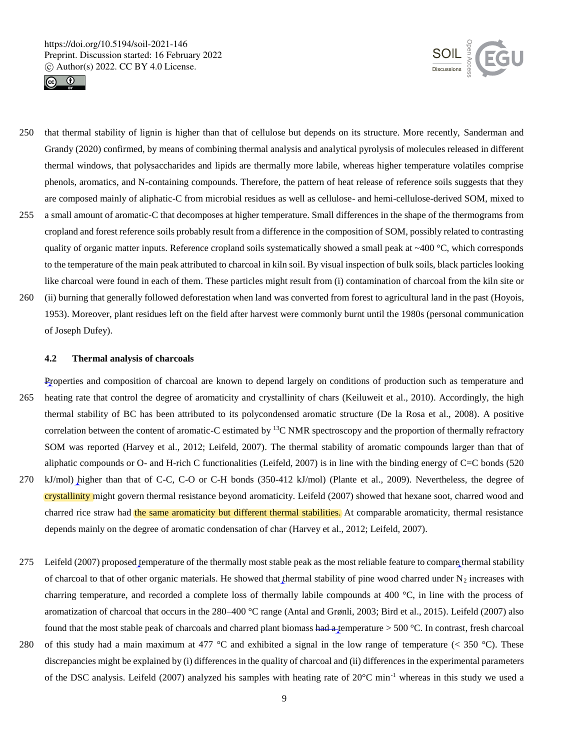that thermal stability of lignin is higher than that of cellulose but depends on its structure. More recently, Sanderman and Grandy (2020) confirmed, by means of combining thermal analysis and analytical pyrolysis of molecules released in different thermal windows, that polysaccharides and lipids are thermally more labile, whereas higher temperature volatiles comprise phenols, aromatics, and N-containing compounds. Therefore, the pattern of heat release of reference soils suggests that they are composed mainly of aliphatic-C from microbial residues as well as cellulose- and hemi-cellulose-derived SOM, mixed to a small amount of aromatic-C that decomposes at higher temperature. Small differences in the shape of the thermograms from cropland and forest reference soils probably result from a difference in the composition of SOM, possibly related to contrasting quality of organic matter inputs. Reference cropland soils systematically showed a small peak at ~400 °C, which corresponds to the temperature of the main peak attributed to charcoal in kiln soil. By visual inspection of bulk soils, black particles looking like charcoal were found in each of them. These particles might result from (i) contamination of charcoal from the kiln site or (ii) burning that generally followed deforestation when land was converted from forest to agricultural land in the past (Hoyois, 1953). Moreover, plant residues left on the field after harvest were commonly burnt until the 1980s (personal communication of Joseph Dufey).

### 4.2 Thermal analysis of charcoals

Properties and composition of charcoal are known to depend largely on conditions of production such as temperature and heating rate that control the degree of aromaticity and crystallinity of chars (Keiluweit et al., 2010). Accordingly, the high thermal stability of BC has been attributed to its polycondensed aromatic structure (De la Rosa et al., 2008). A positive correlation between the content of aromatic-C estimated by $^{13}C$ NMR spectroscopy and the proportion of thermally refractory SOM was reported (Harvey et al., 2012; Leifeld, 2007). The thermal stability of aromatic compounds larger than that of aliphatic compounds or O- and H-rich C functionalities (Leifeld, 2007) is in line with the binding energy of C=C bonds (520 kJ/mol) higher than that of C-C, C-O or C-H bonds (350-412 kJ/mol) (Plante et al., 2009). Nevertheless, the degree of crystallinity might govern thermal resistance beyond aromaticity. Leifeld (2007) showed that hexane soot, charred wood and charred rice straw had the same aromaticity but different thermal stabilities. At comparable aromaticity, thermal resistance depends mainly on the degree of aromatic condensation of char (Harvey et al., 2012; Leifeld, 2007).

Leifeld (2007) proposed temperature of the thermally most stable peak as the most reliable feature to compare thermal stability of charcoal to that of other organic materials. He showed that thermal stability of pine wood charred under $N_2$ increases with charring temperature, and recorded a complete loss of thermally labile compounds at 400 °C, in line with the process of aromatization of charcoal that occurs in the 280–400 °C range (Antal and Grønli, 2003; Bird et al., 2015). Leifeld (2007) also found that the most stable peak of charcoals and charred plant biomass ~~had a~~ temperature > 500 °C. In contrast, fresh charcoal of this study had a main maximum at 477 °C and exhibited a signal in the low range of temperature (< 350 °C). These discrepancies might be explained by (i) differences in the quality of charcoal and (ii) differences in the experimental parameters of the DSC analysis. Leifeld (2007) analyzed his samples with heating rate of 20°C $min^{-1}$ whereas in this study we used a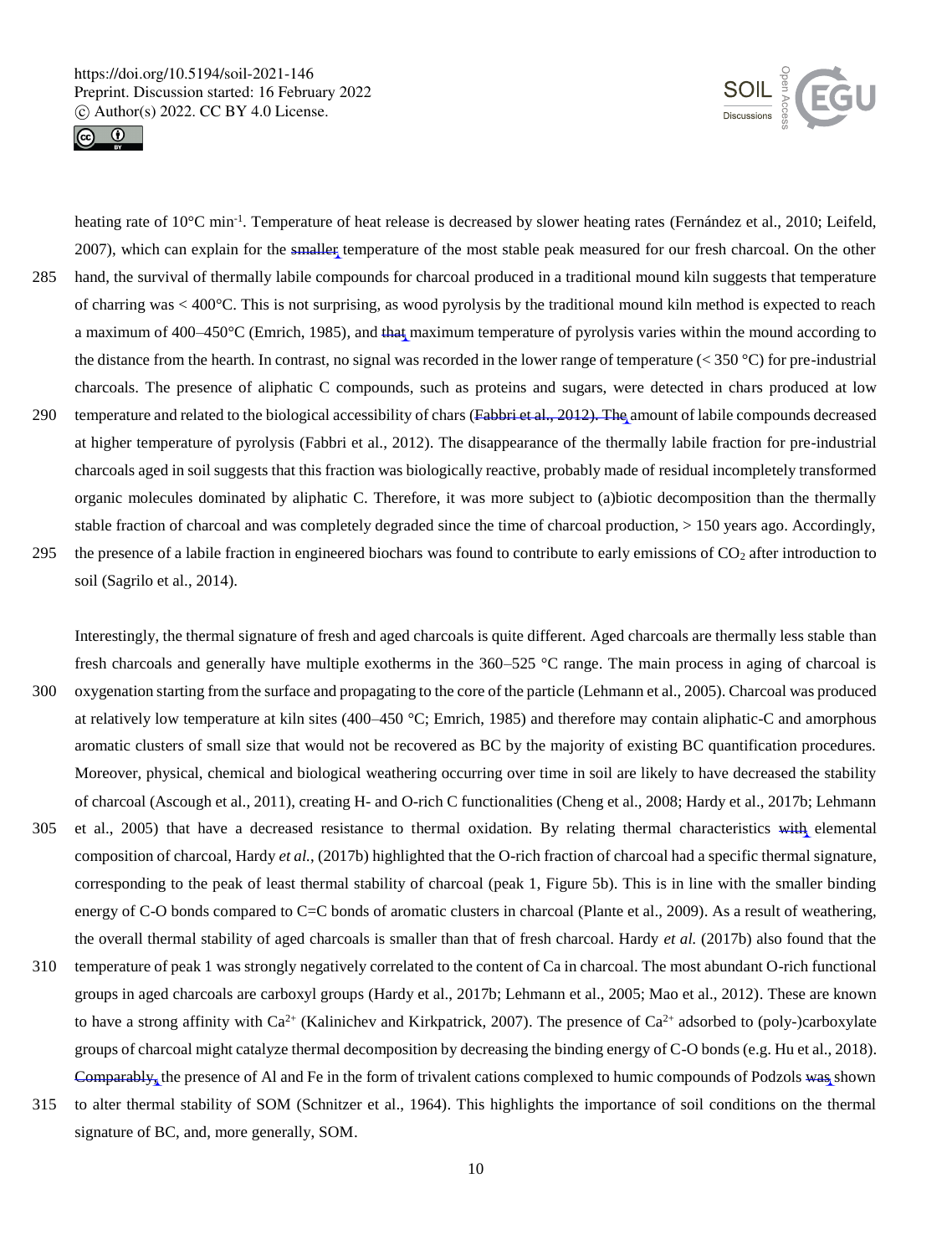heating rate of 10°C min$^{-1}$. Temperature of heat release is decreased by slower heating rates (Fernández et al., 2010; Leifeld, 2007), which can explain for the smaller temperature of the most stable peak measured for our fresh charcoal. On the other hand, the survival of thermally labile compounds for charcoal produced in a traditional mound kiln suggests that temperature of charring was < 400°C. This is not surprising, as wood pyrolysis by the traditional mound kiln method is expected to reach a maximum of 400–450°C (Emrich, 1985), and that maximum temperature of pyrolysis varies within the mound according to the distance from the hearth. In contrast, no signal was recorded in the lower range of temperature (< 350 °C) for pre-industrial charcoals. The presence of aliphatic C compounds, such as proteins and sugars, were detected in chars produced at low temperature and related to the biological accessibility of chars (Fabbri et al., 2012). The amount of labile compounds decreased at higher temperature of pyrolysis (Fabbri et al., 2012). The disappearance of the thermally labile fraction for pre-industrial charcoals aged in soil suggests that this fraction was biologically reactive, probably made of residual incompletely transformed organic molecules dominated by aliphatic C. Therefore, it was more subject to (a)biotic decomposition than the thermally stable fraction of charcoal and was completely degraded since the time of charcoal production, > 150 years ago. Accordingly, the presence of a labile fraction in engineered biochars was found to contribute to early emissions of $CO_2$ after introduction to soil (Sagrilo et al., 2014).

Interestingly, the thermal signature of fresh and aged charcoals is quite different. Aged charcoals are thermally less stable than fresh charcoals and generally have multiple exotherms in the 360–525 °C range. The main process in aging of charcoal is oxygenation starting from the surface and propagating to the core of the particle (Lehmann et al., 2005). Charcoal was produced at relatively low temperature at kiln sites (400–450 °C; Emrich, 1985) and therefore may contain aliphatic-C and amorphous aromatic clusters of small size that would not be recovered as BC by the majority of existing BC quantification procedures. Moreover, physical, chemical and biological weathering occurring over time in soil are likely to have decreased the stability of charcoal (Ascough et al., 2011), creating H- and O-rich C functionalities (Cheng et al., 2008; Hardy et al., 2017b; Lehmann et al., 2005) that have a decreased resistance to thermal oxidation. By relating thermal characteristics with elemental composition of charcoal, Hardy *et al.*, (2017b) highlighted that the O-rich fraction of charcoal had a specific thermal signature, corresponding to the peak of least thermal stability of charcoal (peak 1, Figure 5b). This is in line with the smaller binding energy of C-O bonds compared to C=C bonds of aromatic clusters in charcoal (Plante et al., 2009). As a result of weathering, the overall thermal stability of aged charcoals is smaller than that of fresh charcoal. Hardy *et al.* (2017b) also found that the temperature of peak 1 was strongly negatively correlated to the content of Ca in charcoal. The most abundant O-rich functional groups in aged charcoals are carboxyl groups (Hardy et al., 2017b; Lehmann et al., 2005; Mao et al., 2012). These are known to have a strong affinity with $Ca^{2+}$ (Kalinichev and Kirkpatrick, 2007). The presence of $Ca^{2+}$ adsorbed to (poly-)carboxylate groups of charcoal might catalyze thermal decomposition by decreasing the binding energy of C-O bonds (e.g. Hu et al., 2018). Comparably, the presence of Al and Fe in the form of trivalent cations complexed to humic compounds of Podzols was shown to alter thermal stability of SOM (Schnitzer et al., 1964). This highlights the importance of soil conditions on the thermal signature of BC, and, more generally, SOM.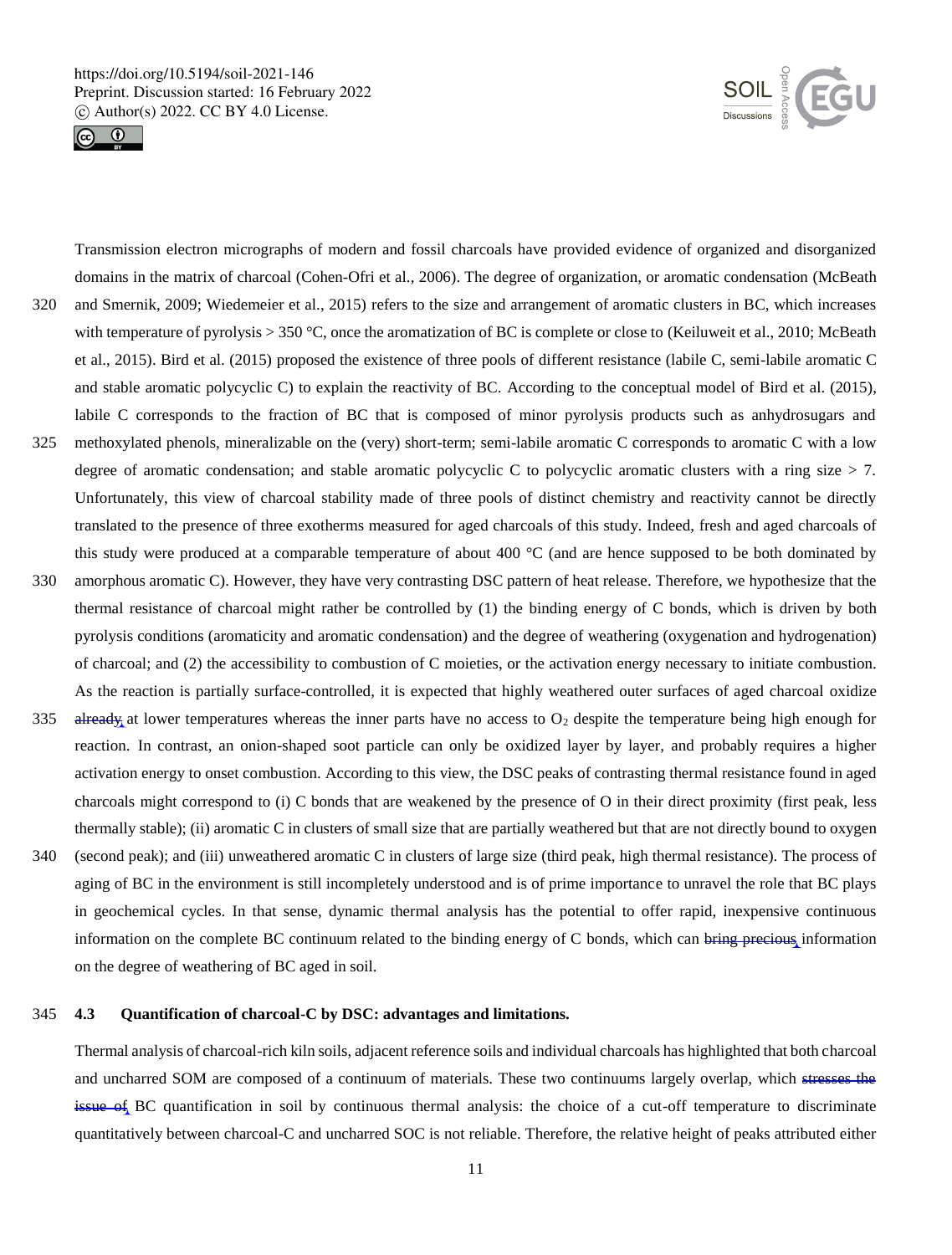Transmission electron micrographs of modern and fossil charcoals have provided evidence of organized and disorganized domains in the matrix of charcoal (Cohen-Ofri et al., 2006). The degree of organization, or aromatic condensation (McBeath and Smernik, 2009; Wiedemeier et al., 2015) refers to the size and arrangement of aromatic clusters in BC, which increases with temperature of pyrolysis > 350 °C, once the aromatization of BC is complete or close to (Keiluweit et al., 2010; McBeath et al., 2015). Bird et al. (2015) proposed the existence of three pools of different resistance (labile C, semi-labile aromatic C and stable aromatic polycyclic C) to explain the reactivity of BC. According to the conceptual model of Bird et al. (2015), labile C corresponds to the fraction of BC that is composed of minor pyrolysis products such as anhydrosugars and methoxylated phenols, mineralizable on the (very) short-term; semi-labile aromatic C corresponds to aromatic C with a low degree of aromatic condensation; and stable aromatic polycyclic C to polycyclic aromatic clusters with a ring size > 7. Unfortunately, this view of charcoal stability made of three pools of distinct chemistry and reactivity cannot be directly translated to the presence of three exotherms measured for aged charcoals of this study. Indeed, fresh and aged charcoals of this study were produced at a comparable temperature of about 400 °C (and are hence supposed to be both dominated by amorphous aromatic C). However, they have very contrasting DSC pattern of heat release. Therefore, we hypothesize that the thermal resistance of charcoal might rather be controlled by (1) the binding energy of C bonds, which is driven by both pyrolysis conditions (aromaticity and aromatic condensation) and the degree of weathering (oxygenation and hydrogenation) of charcoal; and (2) the accessibility to combustion of C moieties, or the activation energy necessary to initiate combustion. As the reaction is partially surface-controlled, it is expected that highly weathered outer surfaces of aged charcoal oxidize ~~already~~, at lower temperatures whereas the inner parts have no access to $O_2$ despite the temperature being high enough for reaction. In contrast, an onion-shaped soot particle can only be oxidized layer by layer, and probably requires a higher activation energy to onset combustion. According to this view, the DSC peaks of contrasting thermal resistance found in aged charcoals might correspond to (i) C bonds that are weakened by the presence of O in their direct proximity (first peak, less thermally stable); (ii) aromatic C in clusters of small size that are partially weathered but that are not directly bound to oxygen (second peak); and (iii) unweathered aromatic C in clusters of large size (third peak, high thermal resistance). The process of aging of BC in the environment is still incompletely understood and is of prime importance to unravel the role that BC plays in geochemical cycles. In that sense, dynamic thermal analysis has the potential to offer rapid, inexpensive continuous information on the complete BC continuum related to the binding energy of C bonds, which can ~~bring precious~~ information on the degree of weathering of BC aged in soil.

### 4.3 Quantification of charcoal-C by DSC: advantages and limitations.

Thermal analysis of charcoal-rich kiln soils, adjacent reference soils and individual charcoals has highlighted that both charcoal and uncharred SOM are composed of a continuum of materials. These two continuums largely overlap, which ~~stresses the issue of~~ BC quantification in soil by continuous thermal analysis: the choice of a cut-off temperature to discriminate quantitatively between charcoal-C and uncharred SOC is not reliable. Therefore, the relative height of peaks attributed either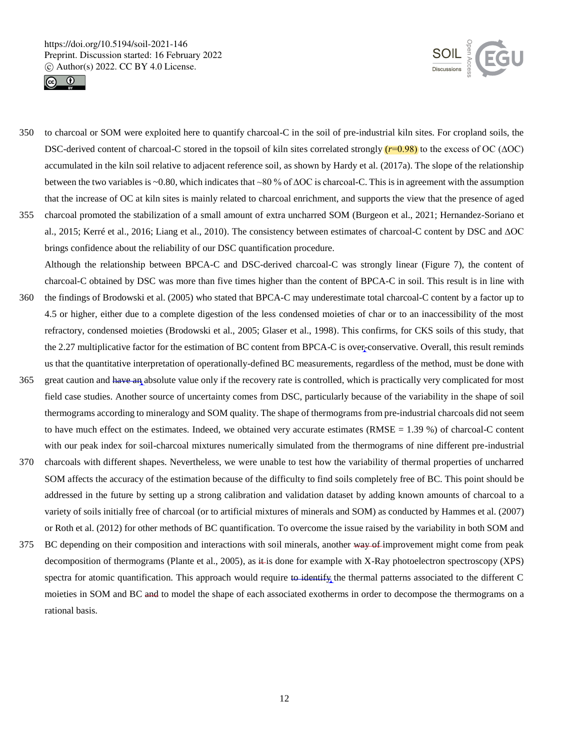to charcoal or SOM were exploited here to quantify charcoal-C in the soil of pre-industrial kiln sites. For cropland soils, the DSC-derived content of charcoal-C stored in the topsoil of kiln sites correlated strongly ($r$=0.98) to the excess of OC (ΔOC) accumulated in the kiln soil relative to adjacent reference soil, as shown by Hardy et al. (2017a). The slope of the relationship between the two variables is ~0.80, which indicates that ~80 % of ΔOC is charcoal-C. This is in agreement with the assumption that the increase of OC at kiln sites is mainly related to charcoal enrichment, and supports the view that the presence of aged charcoal promoted the stabilization of a small amount of extra uncharred SOM (Burgeon et al., 2021; Hernandez-Soriano et al., 2015; Kerré et al., 2016; Liang et al., 2010). The consistency between estimates of charcoal-C content by DSC and ΔOC brings confidence about the reliability of our DSC quantification procedure.

Although the relationship between BPCA-C and DSC-derived charcoal-C was strongly linear (Figure 7), the content of charcoal-C obtained by DSC was more than five times higher than the content of BPCA-C in soil. This result is in line with the findings of Brodowski et al. (2005) who stated that BPCA-C may underestimate total charcoal-C content by a factor up to 4.5 or higher, either due to a complete digestion of the less condensed moieties of char or to an inaccessibility of the most refractory, condensed moieties (Brodowski et al., 2005; Glaser et al., 1998). This confirms, for CKS soils of this study, that the 2.27 multiplicative factor for the estimation of BC content from BPCA-C is over-conservative. Overall, this result reminds us that the quantitative interpretation of operationally-defined BC measurements, regardless of the method, must be done with great caution and absolute value only if the recovery rate is controlled, which is practically very complicated for most field case studies. Another source of uncertainty comes from DSC, particularly because of the variability in the shape of soil thermograms according to mineralogy and SOM quality. The shape of thermograms from pre-industrial charcoals did not seem to have much effect on the estimates. Indeed, we obtained very accurate estimates (RMSE = 1.39 %) of charcoal-C content with our peak index for soil-charcoal mixtures numerically simulated from the thermograms of nine different pre-industrial charcoals with different shapes. Nevertheless, we were unable to test how the variability of thermal properties of uncharred SOM affects the accuracy of the estimation because of the difficulty to find soils completely free of BC. This point should be addressed in the future by setting up a strong calibration and validation dataset by adding known amounts of charcoal to a variety of soils initially free of charcoal (or to artificial mixtures of minerals and SOM) as conducted by Hammes et al. (2007) or Roth et al. (2012) for other methods of BC quantification. To overcome the issue raised by the variability in both SOM and BC depending on their composition and interactions with soil minerals, another improvement might come from peak decomposition of thermograms (Plante et al., 2005), as is done for example with X-Ray photoelectron spectroscopy (XPS) spectra for atomic quantification. This approach would require the thermal patterns associated to the different C moieties in SOM and BC to model the shape of each associated exotherms in order to decompose the thermograms on a rational basis.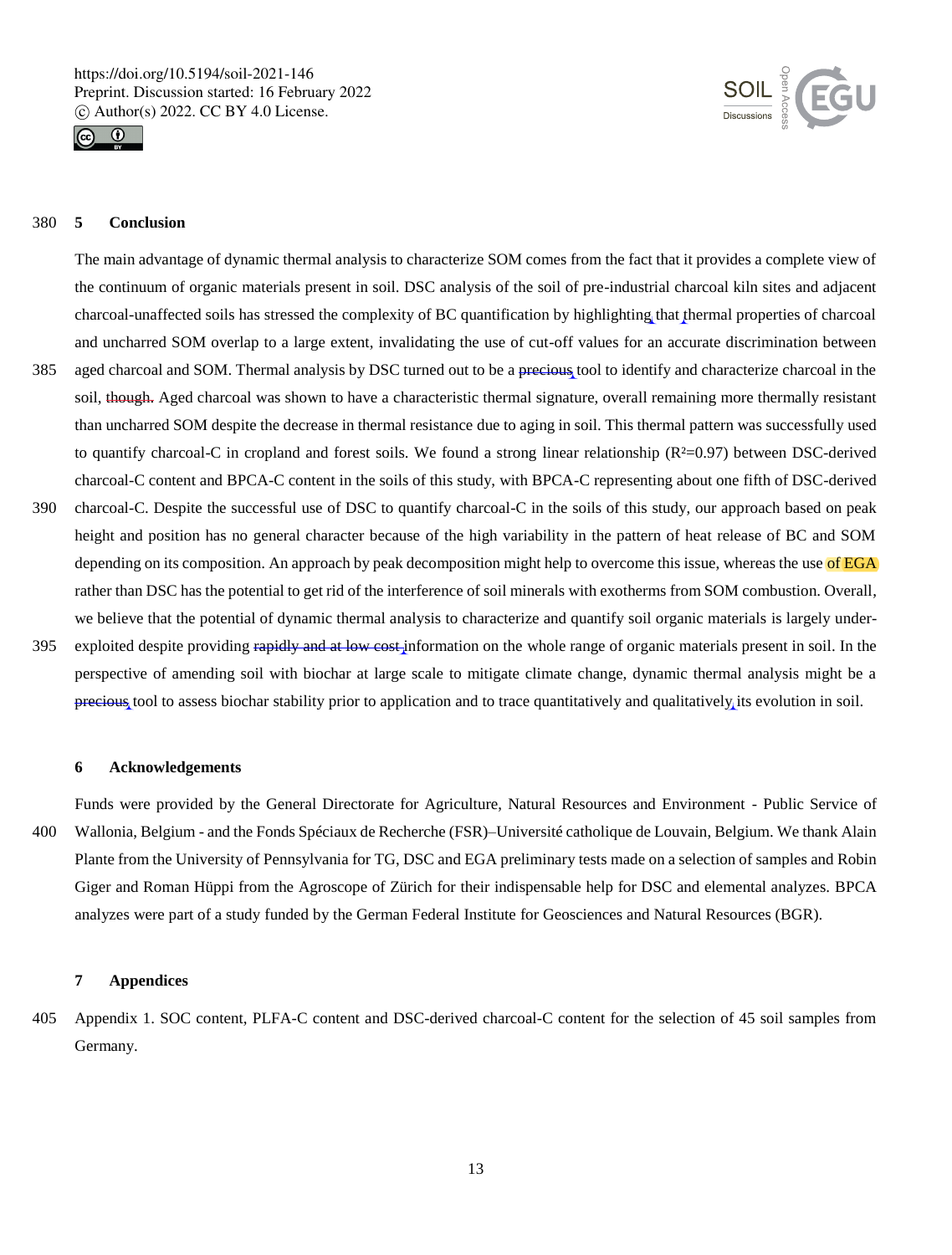## 5 Conclusion

The main advantage of dynamic thermal analysis to characterize SOM comes from the fact that it provides a complete view of the continuum of organic materials present in soil. DSC analysis of the soil of pre-industrial charcoal kiln sites and adjacent charcoal-unaffected soils has stressed the complexity of BC quantification by highlighting that thermal properties of charcoal and uncharred SOM overlap to a large extent, invalidating the use of cut-off values for an accurate discrimination between aged charcoal and SOM. Thermal analysis by DSC turned out to be a precious tool to identify and characterize charcoal in the soil, though. Aged charcoal was shown to have a characteristic thermal signature, overall remaining more thermally resistant than uncharred SOM despite the decrease in thermal resistance due to aging in soil. This thermal pattern was successfully used to quantify charcoal-C in cropland and forest soils. We found a strong linear relationship ($R^2$=0.97) between DSC-derived charcoal-C content and BPCA-C content in the soils of this study, with BPCA-C representing about one fifth of DSC-derived charcoal-C. Despite the successful use of DSC to quantify charcoal-C in the soils of this study, our approach based on peak height and position has no general character because of the high variability in the pattern of heat release of BC and SOM depending on its composition. An approach by peak decomposition might help to overcome this issue, whereas the use of EGA rather than DSC has the potential to get rid of the interference of soil minerals with exotherms from SOM combustion. Overall, we believe that the potential of dynamic thermal analysis to characterize and quantify soil organic materials is largely under-exploited despite providing rapidly and at low cost information on the whole range of organic materials present in soil. In the perspective of amending soil with biochar at large scale to mitigate climate change, dynamic thermal analysis might be a precious tool to assess biochar stability prior to application and to trace quantitatively and qualitatively its evolution in soil.

## 6 Acknowledgements

Funds were provided by the General Directorate for Agriculture, Natural Resources and Environment - Public Service of Wallonia, Belgium - and the Fonds Spéciaux de Recherche (FSR)–Université catholique de Louvain, Belgium. We thank Alain Plante from the University of Pennsylvania for TG, DSC and EGA preliminary tests made on a selection of samples and Robin Giger and Roman Hüppi from the Agroscope of Zürich for their indispensable help for DSC and elemental analyzes. BPCA analyzes were part of a study funded by the German Federal Institute for Geosciences and Natural Resources (BGR).

## 7 Appendices

Appendix 1. SOC content, PLFA-C content and DSC-derived charcoal-C content for the selection of 45 soil samples from Germany.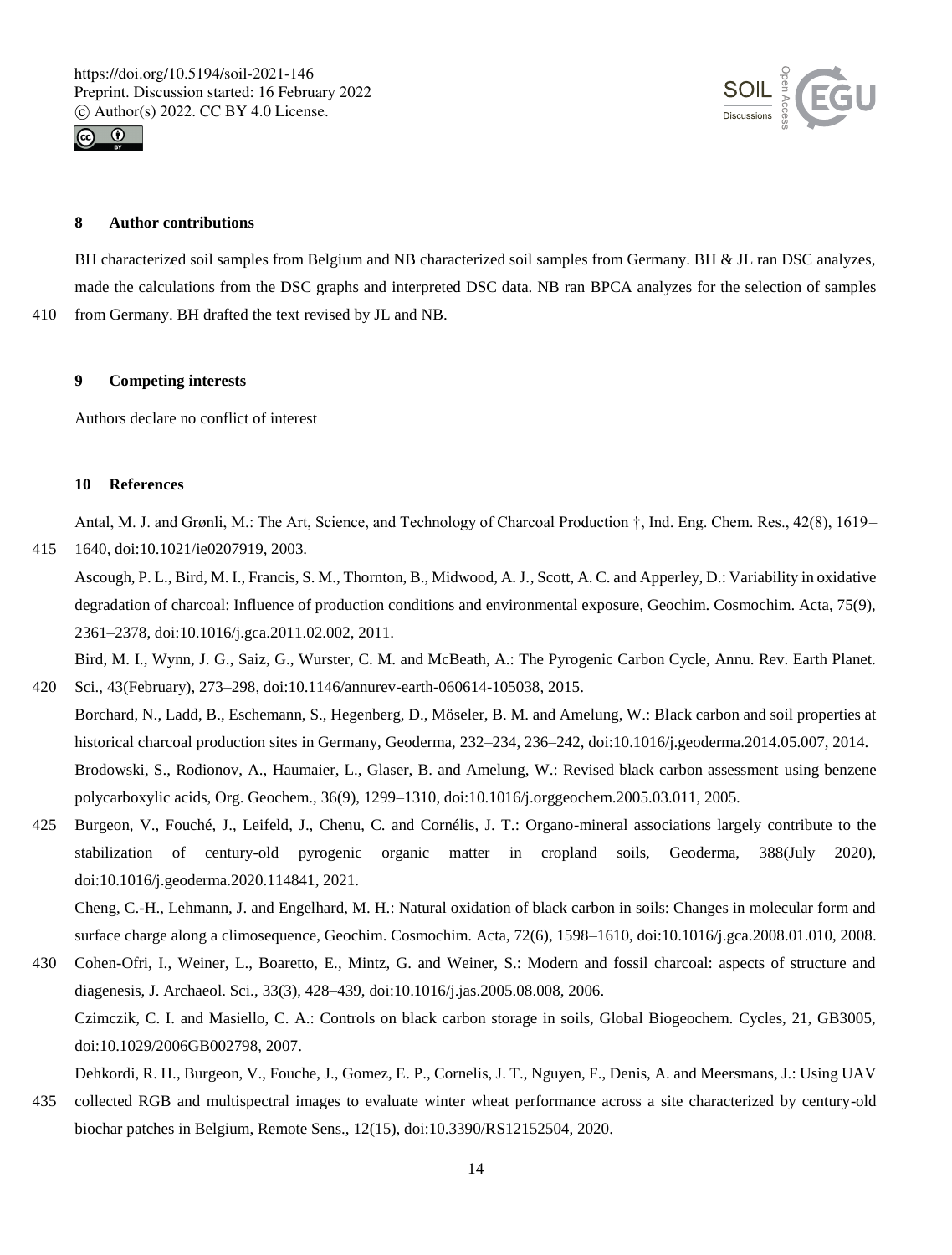## 8 Author contributions

BH characterized soil samples from Belgium and NB characterized soil samples from Germany. BH & JL ran DSC analyzes, made the calculations from the DSC graphs and interpreted DSC data. NB ran BPCA analyzes for the selection of samples from Germany. BH drafted the text revised by JL and NB.

## 9 Competing interests

Authors declare no conflict of interest

## 10 References

Antal, M. J. and Grønli, M.: The Art, Science, and Technology of Charcoal Production †, Ind. Eng. Chem. Res., 42(8), 1619–1640, doi:10.1021/ie0207919, 2003.

Ascough, P. L., Bird, M. I., Francis, S. M., Thornton, B., Midwood, A. J., Scott, A. C. and Apperley, D.: Variability in oxidative degradation of charcoal: Influence of production conditions and environmental exposure, Geochim. Cosmochim. Acta, 75(9), 2361–2378, doi:10.1016/j.gca.2011.02.002, 2011.

Bird, M. I., Wynn, J. G., Saiz, G., Wurster, C. M. and McBeath, A.: The Pyrogenic Carbon Cycle, Annu. Rev. Earth Planet. Sci., 43(February), 273–298, doi:10.1146/annurev-earth-060614-105038, 2015.

Borchard, N., Ladd, B., Eschemann, S., Hegenberg, D., Möseler, B. M. and Amelung, W.: Black carbon and soil properties at historical charcoal production sites in Germany, Geoderma, 232–234, 236–242, doi:10.1016/j.geoderma.2014.05.007, 2014.

Brodowski, S., Rodionov, A., Haumaier, L., Glaser, B. and Amelung, W.: Revised black carbon assessment using benzene polycarboxylic acids, Org. Geochem., 36(9), 1299–1310, doi:10.1016/j.orggeochem.2005.03.011, 2005.

Burgeon, V., Fouché, J., Leifeld, J., Chenu, C. and Cornélis, J. T.: Organo-mineral associations largely contribute to the stabilization of century-old pyrogenic organic matter in cropland soils, Geoderma, 388(July 2020), doi:10.1016/j.geoderma.2020.114841, 2021.

Cheng, C.-H., Lehmann, J. and Engelhard, M. H.: Natural oxidation of black carbon in soils: Changes in molecular form and surface charge along a climosequence, Geochim. Cosmochim. Acta, 72(6), 1598–1610, doi:10.1016/j.gca.2008.01.010, 2008.

Cohen-Ofri, I., Weiner, L., Boaretto, E., Mintz, G. and Weiner, S.: Modern and fossil charcoal: aspects of structure and diagenesis, J. Archaeol. Sci., 33(3), 428–439, doi:10.1016/j.jas.2005.08.008, 2006.

Czimczik, C. I. and Masiello, C. A.: Controls on black carbon storage in soils, Global Biogeochem. Cycles, 21, GB3005, doi:10.1029/2006GB002798, 2007.

Dehkordi, R. H., Burgeon, V., Fouche, J., Gomez, E. P., Cornelis, J. T., Nguyen, F., Denis, A. and Meersmans, J.: Using UAV collected RGB and multispectral images to evaluate winter wheat performance across a site characterized by century-old biochar patches in Belgium, Remote Sens., 12(15), doi:10.3390/RS12152504, 2020.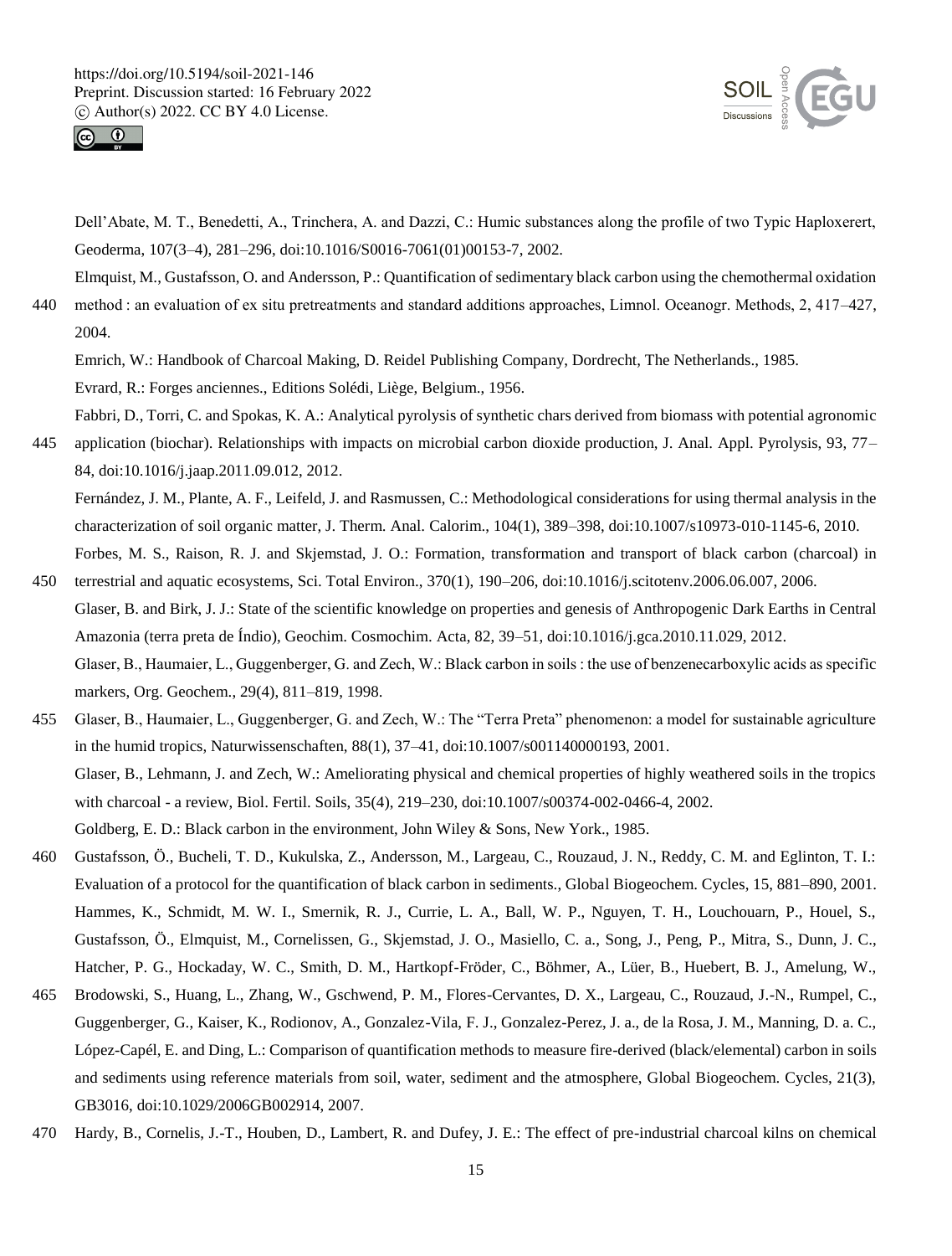Dell'Abate, M. T., Benedetti, A., Trinchera, A. and Dazzi, C.: Humic substances along the profile of two Typic Haploxerert, Geoderma, 107(3–4), 281–296, doi:10.1016/S0016-7061(01)00153-7, 2002.

Elmquist, M., Gustafsson, O. and Andersson, P.: Quantification of sedimentary black carbon using the chemothermal oxidation method : an evaluation of ex situ pretreatments and standard additions approaches, Limnol. Oceanogr. Methods, 2, 417–427, 2004.

Emrich, W.: Handbook of Charcoal Making, D. Reidel Publishing Company, Dordrecht, The Netherlands., 1985.

Evrard, R.: Forges anciennes., Editions Solédi, Liège, Belgium., 1956.

Fabbri, D., Torri, C. and Spokas, K. A.: Analytical pyrolysis of synthetic chars derived from biomass with potential agronomic application (biochar). Relationships with impacts on microbial carbon dioxide production, J. Anal. Appl. Pyrolysis, 93, 77–84, doi:10.1016/j.jaap.2011.09.012, 2012.

Fernández, J. M., Plante, A. F., Leifeld, J. and Rasmussen, C.: Methodological considerations for using thermal analysis in the characterization of soil organic matter, J. Therm. Anal. Calorim., 104(1), 389–398, doi:10.1007/s10973-010-1145-6, 2010.

Forbes, M. S., Raison, R. J. and Skjemstad, J. O.: Formation, transformation and transport of black carbon (charcoal) in terrestrial and aquatic ecosystems, Sci. Total Environ., 370(1), 190–206, doi:10.1016/j.scitotenv.2006.06.007, 2006.

Glaser, B. and Birk, J. J.: State of the scientific knowledge on properties and genesis of Anthropogenic Dark Earths in Central Amazonia (terra preta de Índio), Geochim. Cosmochim. Acta, 82, 39–51, doi:10.1016/j.gca.2010.11.029, 2012.

Glaser, B., Haumaier, L., Guggenberger, G. and Zech, W.: Black carbon in soils : the use of benzenecarboxylic acids as specific markers, Org. Geochem., 29(4), 811–819, 1998.

Glaser, B., Haumaier, L., Guggenberger, G. and Zech, W.: The "Terra Preta" phenomenon: a model for sustainable agriculture in the humid tropics, Naturwissenschaften, 88(1), 37–41, doi:10.1007/s001140000193, 2001.

Glaser, B., Lehmann, J. and Zech, W.: Ameliorating physical and chemical properties of highly weathered soils in the tropics with charcoal - a review, Biol. Fertil. Soils, 35(4), 219–230, doi:10.1007/s00374-002-0466-4, 2002.

Goldberg, E. D.: Black carbon in the environment, John Wiley & Sons, New York., 1985.

Gustafsson, Ö., Bucheli, T. D., Kukulska, Z., Andersson, M., Largeau, C., Rouzaud, J. N., Reddy, C. M. and Eglinton, T. I.: Evaluation of a protocol for the quantification of black carbon in sediments., Global Biogeochem. Cycles, 15, 881–890, 2001.

Hammes, K., Schmidt, M. W. I., Smernik, R. J., Currie, L. A., Ball, W. P., Nguyen, T. H., Louchouarn, P., Houel, S., Gustafsson, Ö., Elmquist, M., Cornelissen, G., Skjemstad, J. O., Masiello, C. a., Song, J., Peng, P., Mitra, S., Dunn, J. C., Hatcher, P. G., Hockaday, W. C., Smith, D. M., Hartkopf-Fröder, C., Böhmer, A., Lüer, B., Huebert, B. J., Amelung, W., Brodowski, S., Huang, L., Zhang, W., Gschwend, P. M., Flores-Cervantes, D. X., Largeau, C., Rouzaud, J.-N., Rumpel, C., Guggenberger, G., Kaiser, K., Rodionov, A., Gonzalez-Vila, F. J., Gonzalez-Perez, J. a., de la Rosa, J. M., Manning, D. a. C., López-Capél, E. and Ding, L.: Comparison of quantification methods to measure fire-derived (black/elemental) carbon in soils and sediments using reference materials from soil, water, sediment and the atmosphere, Global Biogeochem. Cycles, 21(3), GB3016, doi:10.1029/2006GB002914, 2007.

Hardy, B., Cornelis, J.-T., Houben, D., Lambert, R. and Dufey, J. E.: The effect of pre-industrial charcoal kilns on chemical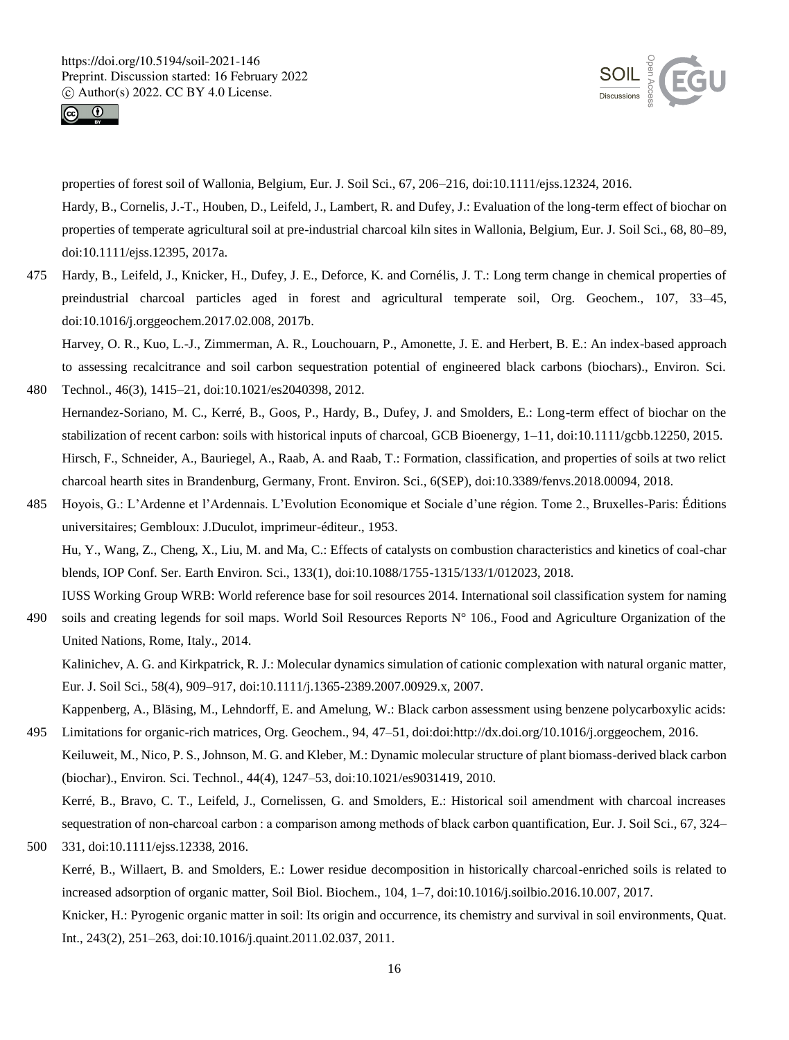properties of forest soil of Wallonia, Belgium, Eur. J. Soil Sci., 67, 206–216, doi:10.1111/ejss.12324, 2016.

Hardy, B., Cornelis, J.-T., Houben, D., Leifeld, J., Lambert, R. and Dufey, J.: Evaluation of the long-term effect of biochar on properties of temperate agricultural soil at pre-industrial charcoal kiln sites in Wallonia, Belgium, Eur. J. Soil Sci., 68, 80–89, doi:10.1111/ejss.12395, 2017a.

Hardy, B., Leifeld, J., Knicker, H., Dufey, J. E., Deforce, K. and Cornélis, J. T.: Long term change in chemical properties of preindustrial charcoal particles aged in forest and agricultural temperate soil, Org. Geochem., 107, 33–45, doi:10.1016/j.orggeochem.2017.02.008, 2017b.

Harvey, O. R., Kuo, L.-J., Zimmerman, A. R., Louchouarn, P., Amonette, J. E. and Herbert, B. E.: An index-based approach to assessing recalcitrance and soil carbon sequestration potential of engineered black carbons (biochars)., Environ. Sci. Technol., 46(3), 1415–21, doi:10.1021/es2040398, 2012.

Hernandez-Soriano, M. C., Kerré, B., Goos, P., Hardy, B., Dufey, J. and Smolders, E.: Long-term effect of biochar on the stabilization of recent carbon: soils with historical inputs of charcoal, GCB Bioenergy, 1–11, doi:10.1111/gcbb.12250, 2015.

Hirsch, F., Schneider, A., Bauriegel, A., Raab, A. and Raab, T.: Formation, classification, and properties of soils at two relict charcoal hearth sites in Brandenburg, Germany, Front. Environ. Sci., 6(SEP), doi:10.3389/fenvs.2018.00094, 2018.

Hoyois, G.: L'Ardenne et l'Ardennais. L'Evolution Economique et Sociale d'une région. Tome 2., Bruxelles-Paris: Éditions universitaires; Gembloux: J.Duculot, imprimeur-éditeur., 1953.

Hu, Y., Wang, Z., Cheng, X., Liu, M. and Ma, C.: Effects of catalysts on combustion characteristics and kinetics of coal-char blends, IOP Conf. Ser. Earth Environ. Sci., 133(1), doi:10.1088/1755-1315/133/1/012023, 2018.

IUSS Working Group WRB: World reference base for soil resources 2014. International soil classification system for naming soils and creating legends for soil maps. World Soil Resources Reports N° 106., Food and Agriculture Organization of the United Nations, Rome, Italy., 2014.

Kalinichev, A. G. and Kirkpatrick, R. J.: Molecular dynamics simulation of cationic complexation with natural organic matter, Eur. J. Soil Sci., 58(4), 909–917, doi:10.1111/j.1365-2389.2007.00929.x, 2007.

Kappenberg, A., Bläsing, M., Lehndorff, E. and Amelung, W.: Black carbon assessment using benzene polycarboxylic acids: Limitations for organic-rich matrices, Org. Geochem., 94, 47–51, doi:doi:http://dx.doi.org/10.1016/j.orggeochem, 2016.

Keiluweit, M., Nico, P. S., Johnson, M. G. and Kleber, M.: Dynamic molecular structure of plant biomass-derived black carbon (biochar)., Environ. Sci. Technol., 44(4), 1247–53, doi:10.1021/es9031419, 2010.

Kerré, B., Bravo, C. T., Leifeld, J., Cornelissen, G. and Smolders, E.: Historical soil amendment with charcoal increases sequestration of non-charcoal carbon : a comparison among methods of black carbon quantification, Eur. J. Soil Sci., 67, 324–331, doi:10.1111/ejss.12338, 2016.

Kerré, B., Willaert, B. and Smolders, E.: Lower residue decomposition in historically charcoal-enriched soils is related to increased adsorption of organic matter, Soil Biol. Biochem., 104, 1–7, doi:10.1016/j.soilbio.2016.10.007, 2017.

Knicker, H.: Pyrogenic organic matter in soil: Its origin and occurrence, its chemistry and survival in soil environments, Quat. Int., 243(2), 251–263, doi:10.1016/j.quaint.2011.02.037, 2011.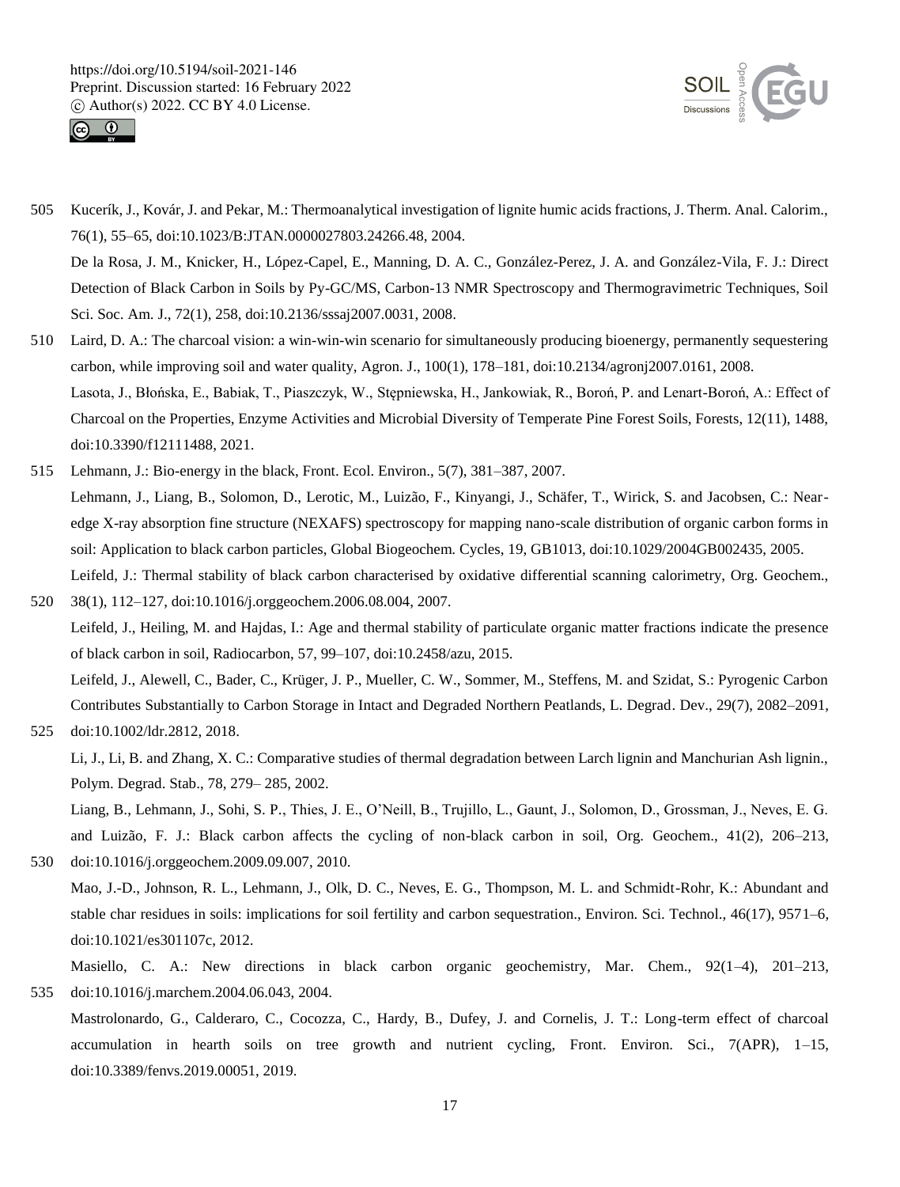Kucerík, J., Kovár, J. and Pekar, M.: Thermoanalytical investigation of lignite humic acids fractions, J. Therm. Anal. Calorim., 76(1), 55–65, doi:10.1023/B:JTAN.0000027803.24266.48, 2004.

De la Rosa, J. M., Knicker, H., López-Capel, E., Manning, D. A. C., González-Perez, J. A. and González-Vila, F. J.: Direct Detection of Black Carbon in Soils by Py-GC/MS, Carbon-13 NMR Spectroscopy and Thermogravimetric Techniques, Soil Sci. Soc. Am. J., 72(1), 258, doi:10.2136/sssaj2007.0031, 2008.

Laird, D. A.: The charcoal vision: a win-win-win scenario for simultaneously producing bioenergy, permanently sequestering carbon, while improving soil and water quality, Agron. J., 100(1), 178–181, doi:10.2134/agronj2007.0161, 2008.

Lasota, J., Błońska, E., Babiak, T., Piaszczyk, W., Stępniewska, H., Jankowiak, R., Boroń, P. and Lenart-Boroń, A.: Effect of Charcoal on the Properties, Enzyme Activities and Microbial Diversity of Temperate Pine Forest Soils, Forests, 12(11), 1488, doi:10.3390/f12111488, 2021.

Lehmann, J.: Bio-energy in the black, Front. Ecol. Environ., 5(7), 381–387, 2007.

Lehmann, J., Liang, B., Solomon, D., Lerotic, M., Luizão, F., Kinyangi, J., Schäfer, T., Wirick, S. and Jacobsen, C.: Near-edge X-ray absorption fine structure (NEXAFS) spectroscopy for mapping nano-scale distribution of organic carbon forms in soil: Application to black carbon particles, Global Biogeochem. Cycles, 19, GB1013, doi:10.1029/2004GB002435, 2005.

Leifeld, J.: Thermal stability of black carbon characterised by oxidative differential scanning calorimetry, Org. Geochem., 38(1), 112–127, doi:10.1016/j.orggeochem.2006.08.004, 2007.

Leifeld, J., Heiling, M. and Hajdas, I.: Age and thermal stability of particulate organic matter fractions indicate the presence of black carbon in soil, Radiocarbon, 57, 99–107, doi:10.2458/azu, 2015.

Leifeld, J., Alewell, C., Bader, C., Krüger, J. P., Mueller, C. W., Sommer, M., Steffens, M. and Szidat, S.: Pyrogenic Carbon Contributes Substantially to Carbon Storage in Intact and Degraded Northern Peatlands, L. Degrad. Dev., 29(7), 2082–2091, doi:10.1002/ldr.2812, 2018.

Li, J., Li, B. and Zhang, X. C.: Comparative studies of thermal degradation between Larch lignin and Manchurian Ash lignin., Polym. Degrad. Stab., 78, 279– 285, 2002.

Liang, B., Lehmann, J., Sohi, S. P., Thies, J. E., O'Neill, B., Trujillo, L., Gaunt, J., Solomon, D., Grossman, J., Neves, E. G. and Luizão, F. J.: Black carbon affects the cycling of non-black carbon in soil, Org. Geochem., 41(2), 206–213, doi:10.1016/j.orggeochem.2009.09.007, 2010.

Mao, J.-D., Johnson, R. L., Lehmann, J., Olk, D. C., Neves, E. G., Thompson, M. L. and Schmidt-Rohr, K.: Abundant and stable char residues in soils: implications for soil fertility and carbon sequestration., Environ. Sci. Technol., 46(17), 9571–6, doi:10.1021/es301107c, 2012.

Masiello, C. A.: New directions in black carbon organic geochemistry, Mar. Chem., 92(1–4), 201–213, doi:10.1016/j.marchem.2004.06.043, 2004.

Mastrolonardo, G., Calderaro, C., Cocozza, C., Hardy, B., Dufey, J. and Cornelis, J. T.: Long-term effect of charcoal accumulation in hearth soils on tree growth and nutrient cycling, Front. Environ. Sci., 7(APR), 1–15, doi:10.3389/fenvs.2019.00051, 2019.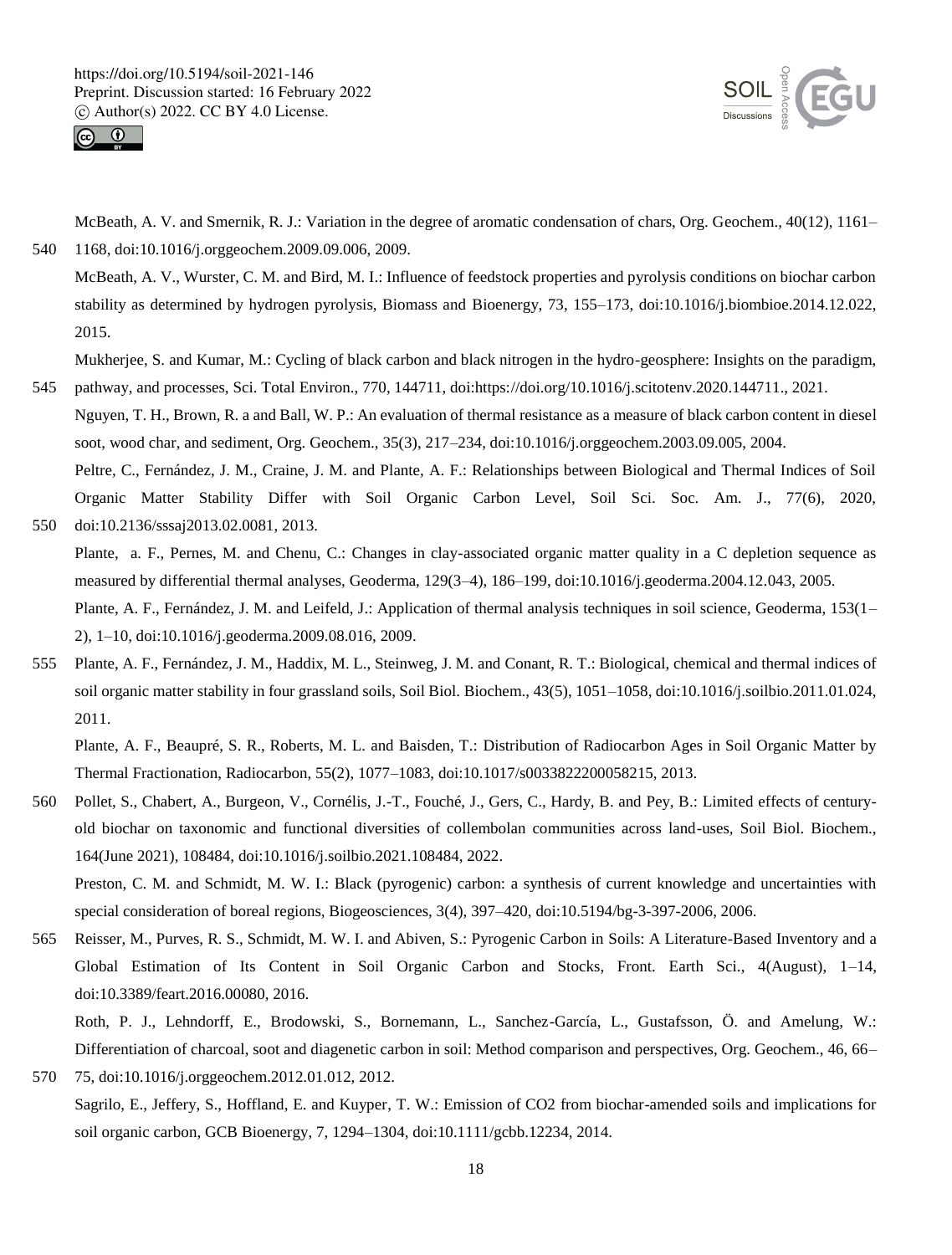McBeath, A. V. and Smernik, R. J.: Variation in the degree of aromatic condensation of chars, Org. Geochem., 40(12), 1161–1168, doi:10.1016/j.orggeochem.2009.09.006, 2009.

McBeath, A. V., Wurster, C. M. and Bird, M. I.: Influence of feedstock properties and pyrolysis conditions on biochar carbon stability as determined by hydrogen pyrolysis, Biomass and Bioenergy, 73, 155–173, doi:10.1016/j.biombioe.2014.12.022, 2015.

Mukherjee, S. and Kumar, M.: Cycling of black carbon and black nitrogen in the hydro-geosphere: Insights on the paradigm, pathway, and processes, Sci. Total Environ., 770, 144711, doi:https://doi.org/10.1016/j.scitotenv.2020.144711., 2021.

Nguyen, T. H., Brown, R. a and Ball, W. P.: An evaluation of thermal resistance as a measure of black carbon content in diesel soot, wood char, and sediment, Org. Geochem., 35(3), 217–234, doi:10.1016/j.orggeochem.2003.09.005, 2004.

Peltre, C., Fernández, J. M., Craine, J. M. and Plante, A. F.: Relationships between Biological and Thermal Indices of Soil Organic Matter Stability Differ with Soil Organic Carbon Level, Soil Sci. Soc. Am. J., 77(6), 2020, doi:10.2136/sssaj2013.02.0081, 2013.

Plante, a. F., Pernes, M. and Chenu, C.: Changes in clay-associated organic matter quality in a C depletion sequence as measured by differential thermal analyses, Geoderma, 129(3–4), 186–199, doi:10.1016/j.geoderma.2004.12.043, 2005.

Plante, A. F., Fernández, J. M. and Leifeld, J.: Application of thermal analysis techniques in soil science, Geoderma, 153(1–2), 1–10, doi:10.1016/j.geoderma.2009.08.016, 2009.

Plante, A. F., Fernández, J. M., Haddix, M. L., Steinweg, J. M. and Conant, R. T.: Biological, chemical and thermal indices of soil organic matter stability in four grassland soils, Soil Biol. Biochem., 43(5), 1051–1058, doi:10.1016/j.soilbio.2011.01.024, 2011.

Plante, A. F., Beaupré, S. R., Roberts, M. L. and Baisden, T.: Distribution of Radiocarbon Ages in Soil Organic Matter by Thermal Fractionation, Radiocarbon, 55(2), 1077–1083, doi:10.1017/s0033822200058215, 2013.

Pollet, S., Chabert, A., Burgeon, V., Cornélis, J.-T., Fouché, J., Gers, C., Hardy, B. and Pey, B.: Limited effects of century-old biochar on taxonomic and functional diversities of collembolan communities across land-uses, Soil Biol. Biochem., 164(June 2021), 108484, doi:10.1016/j.soilbio.2021.108484, 2022.

Preston, C. M. and Schmidt, M. W. I.: Black (pyrogenic) carbon: a synthesis of current knowledge and uncertainties with special consideration of boreal regions, Biogeosciences, 3(4), 397–420, doi:10.5194/bg-3-397-2006, 2006.

Reisser, M., Purves, R. S., Schmidt, M. W. I. and Abiven, S.: Pyrogenic Carbon in Soils: A Literature-Based Inventory and a Global Estimation of Its Content in Soil Organic Carbon and Stocks, Front. Earth Sci., 4(August), 1–14, doi:10.3389/feart.2016.00080, 2016.

Roth, P. J., Lehndorff, E., Brodowski, S., Bornemann, L., Sanchez-García, L., Gustafsson, Ö. and Amelung, W.: Differentiation of charcoal, soot and diagenetic carbon in soil: Method comparison and perspectives, Org. Geochem., 46, 66–75, doi:10.1016/j.orggeochem.2012.01.012, 2012.

Sagrilo, E., Jeffery, S., Hoffland, E. and Kuyper, T. W.: Emission of CO2 from biochar-amended soils and implications for soil organic carbon, GCB Bioenergy, 7, 1294–1304, doi:10.1111/gcbb.12234, 2014.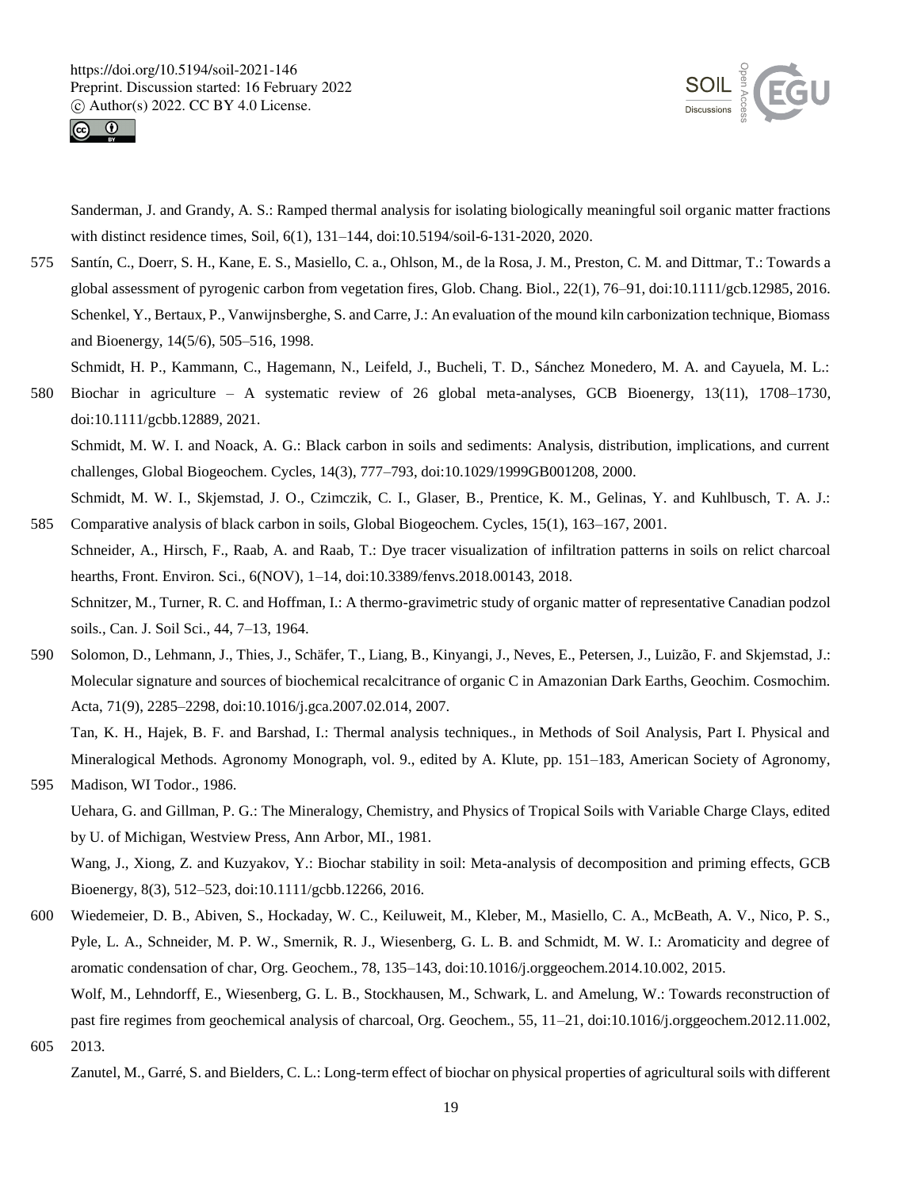Sanderman, J. and Grandy, A. S.: Ramped thermal analysis for isolating biologically meaningful soil organic matter fractions with distinct residence times, Soil, 6(1), 131–144, doi:10.5194/soil-6-131-2020, 2020.

Santín, C., Doerr, S. H., Kane, E. S., Masiello, C. a., Ohlson, M., de la Rosa, J. M., Preston, C. M. and Dittmar, T.: Towards a global assessment of pyrogenic carbon from vegetation fires, Glob. Chang. Biol., 22(1), 76–91, doi:10.1111/gcb.12985, 2016.

Schenkel, Y., Bertaux, P., Vanwijnsberghe, S. and Carre, J.: An evaluation of the mound kiln carbonization technique, Biomass and Bioenergy, 14(5/6), 505–516, 1998.

Schmidt, H. P., Kammann, C., Hagemann, N., Leifeld, J., Bucheli, T. D., Sánchez Monedero, M. A. and Cayuela, M. L.: Biochar in agriculture – A systematic review of 26 global meta-analyses, GCB Bioenergy, 13(11), 1708–1730, doi:10.1111/gcbb.12889, 2021.

Schmidt, M. W. I. and Noack, A. G.: Black carbon in soils and sediments: Analysis, distribution, implications, and current challenges, Global Biogeochem. Cycles, 14(3), 777–793, doi:10.1029/1999GB001208, 2000.

Schmidt, M. W. I., Skjemstad, J. O., Czimczik, C. I., Glaser, B., Prentice, K. M., Gelinas, Y. and Kuhlbusch, T. A. J.: Comparative analysis of black carbon in soils, Global Biogeochem. Cycles, 15(1), 163–167, 2001.

Schneider, A., Hirsch, F., Raab, A. and Raab, T.: Dye tracer visualization of infiltration patterns in soils on relict charcoal hearths, Front. Environ. Sci., 6(NOV), 1–14, doi:10.3389/fenvs.2018.00143, 2018.

Schnitzer, M., Turner, R. C. and Hoffman, I.: A thermo-gravimetric study of organic matter of representative Canadian podzol soils., Can. J. Soil Sci., 44, 7–13, 1964.

Solomon, D., Lehmann, J., Thies, J., Schäfer, T., Liang, B., Kinyangi, J., Neves, E., Petersen, J., Luizão, F. and Skjemstad, J.: Molecular signature and sources of biochemical recalcitrance of organic C in Amazonian Dark Earths, Geochim. Cosmochim. Acta, 71(9), 2285–2298, doi:10.1016/j.gca.2007.02.014, 2007.

Tan, K. H., Hajek, B. F. and Barshad, I.: Thermal analysis techniques., in Methods of Soil Analysis, Part I. Physical and Mineralogical Methods. Agronomy Monograph, vol. 9., edited by A. Klute, pp. 151–183, American Society of Agronomy, Madison, WI Todor., 1986.

Uehara, G. and Gillman, P. G.: The Mineralogy, Chemistry, and Physics of Tropical Soils with Variable Charge Clays, edited by U. of Michigan, Westview Press, Ann Arbor, MI., 1981.

Wang, J., Xiong, Z. and Kuzyakov, Y.: Biochar stability in soil: Meta-analysis of decomposition and priming effects, GCB Bioenergy, 8(3), 512–523, doi:10.1111/gcbb.12266, 2016.

Wiedemeier, D. B., Abiven, S., Hockaday, W. C., Keiluweit, M., Kleber, M., Masiello, C. A., McBeath, A. V., Nico, P. S., Pyle, L. A., Schneider, M. P. W., Smernik, R. J., Wiesenberg, G. L. B. and Schmidt, M. W. I.: Aromaticity and degree of aromatic condensation of char, Org. Geochem., 78, 135–143, doi:10.1016/j.orggeochem.2014.10.002, 2015.

Wolf, M., Lehndorff, E., Wiesenberg, G. L. B., Stockhausen, M., Schwark, L. and Amelung, W.: Towards reconstruction of past fire regimes from geochemical analysis of charcoal, Org. Geochem., 55, 11–21, doi:10.1016/j.orggeochem.2012.11.002, 2013.

Zanutel, M., Garré, S. and Bielders, C. L.: Long-term effect of biochar on physical properties of agricultural soils with different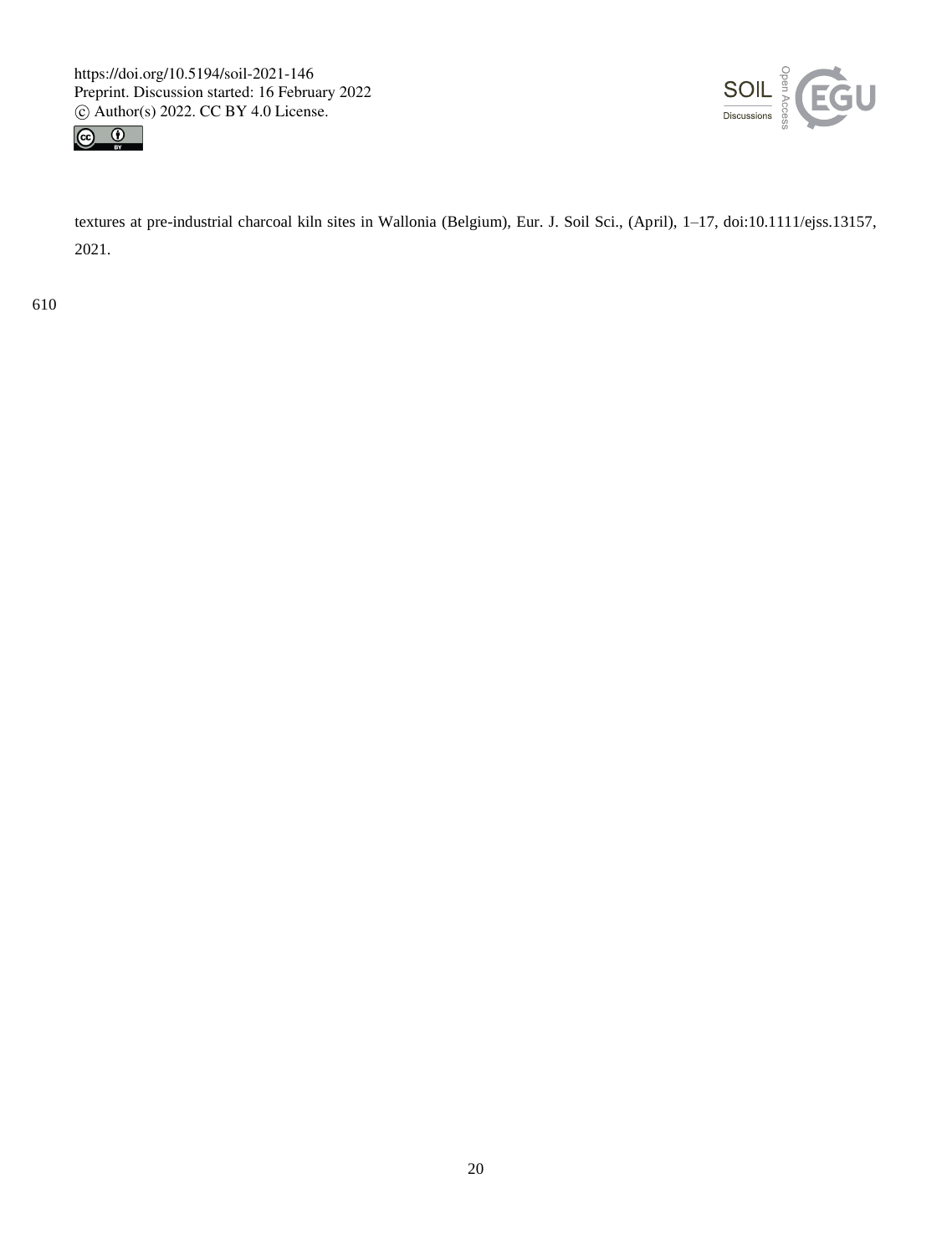textures at pre-industrial charcoal kiln sites in Wallonia (Belgium), Eur. J. Soil Sci., (April), 1–17, doi:10.1111/ejss.13157, 2021.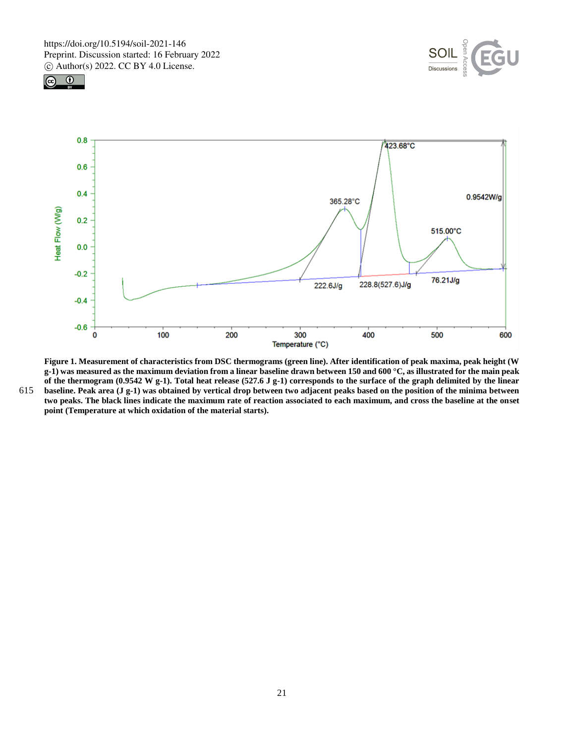**Figure 1. Measurement of characteristics from DSC thermograms (green line). After identification of peak maxima, peak height (W g-1) was measured as the maximum deviation from a linear baseline drawn between 150 and 600 °C, as illustrated for the main peak of the thermogram (0.9542 W g-1). Total heat release (527.6 J g-1) corresponds to the surface of the graph delimited by the linear baseline. Peak area (J g-1) was obtained by vertical drop between two adjacent peaks based on the position of the minima between two peaks. The black lines indicate the maximum rate of reaction associated to each maximum, and cross the baseline at the onset point (Temperature at which oxidation of the material starts).**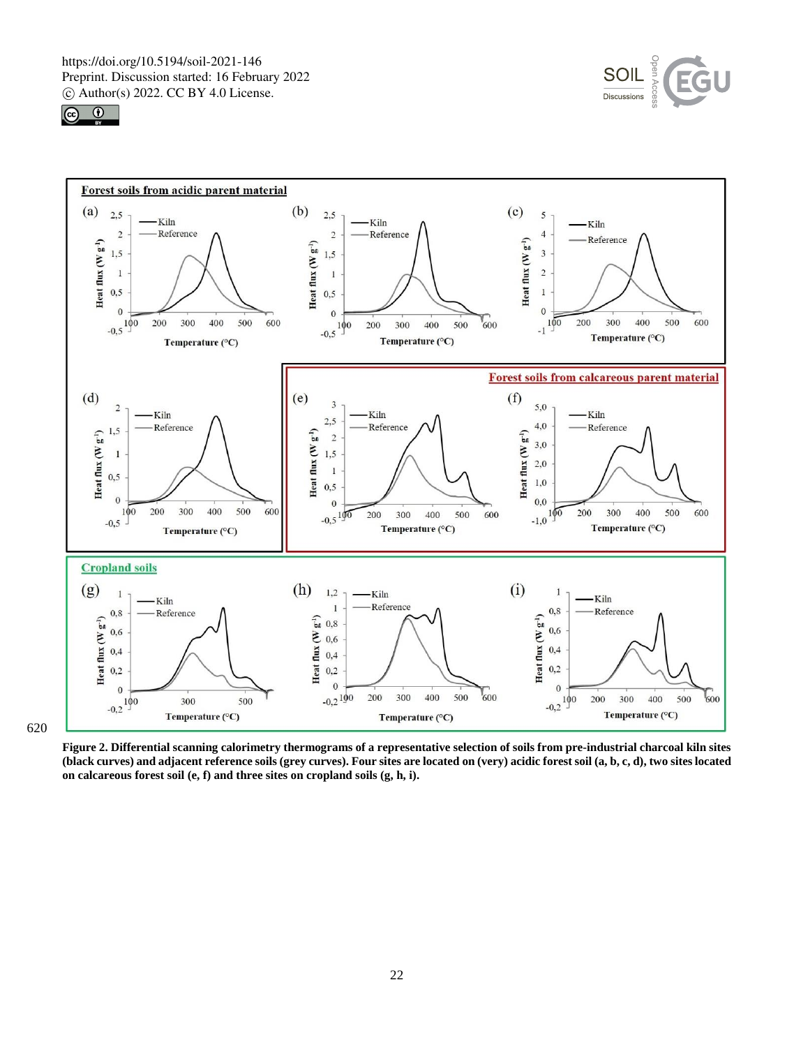**Figure 2. Differential scanning calorimetry thermograms of a representative selection of soils from pre-industrial charcoal kiln sites (black curves) and adjacent reference soils (grey curves). Four sites are located on (very) acidic forest soil (a, b, c, d), two sites located on calcareous forest soil (e, f) and three sites on cropland soils (g, h, i).**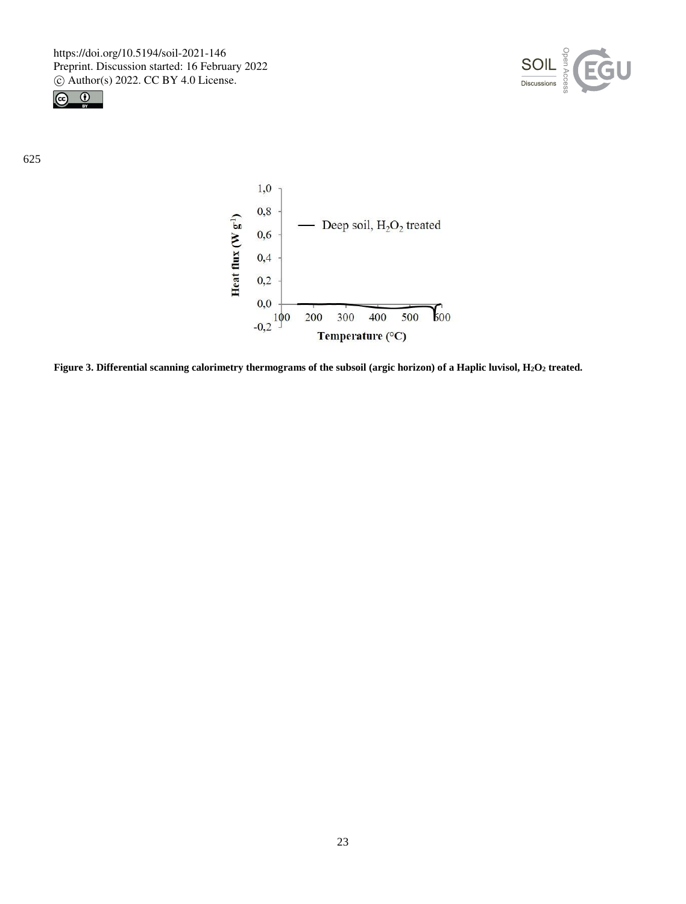**Figure 3. Differential scanning calorimetry thermograms of the subsoil (argic horizon) of a Haplic luvisol, $H_2O_2$ treated.**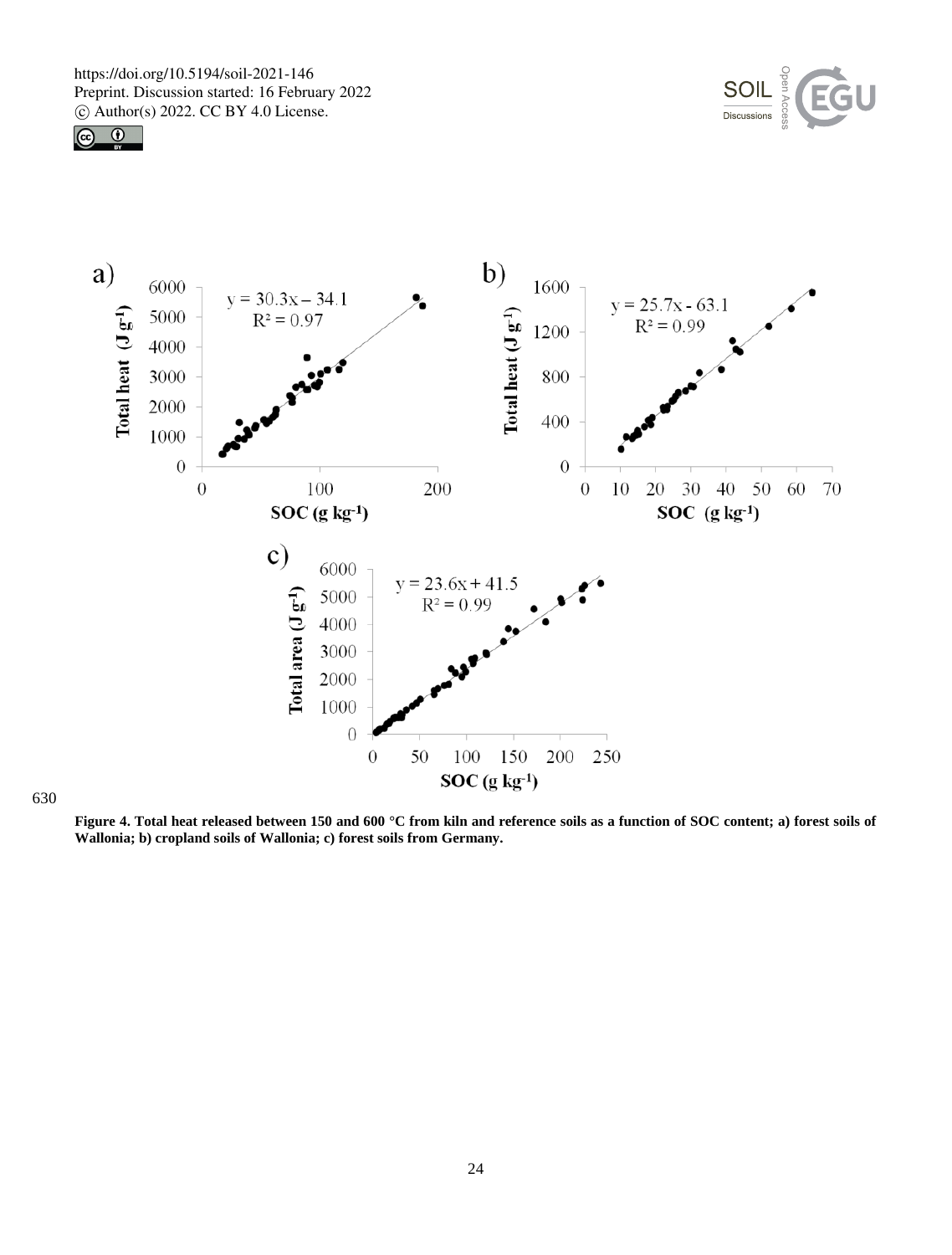Figure 4. Total heat released between 150 and 600 °C from kiln and reference soils as a function of SOC content; a) forest soils of Wallonia; b) cropland soils of Wallonia; c) forest soils from Germany.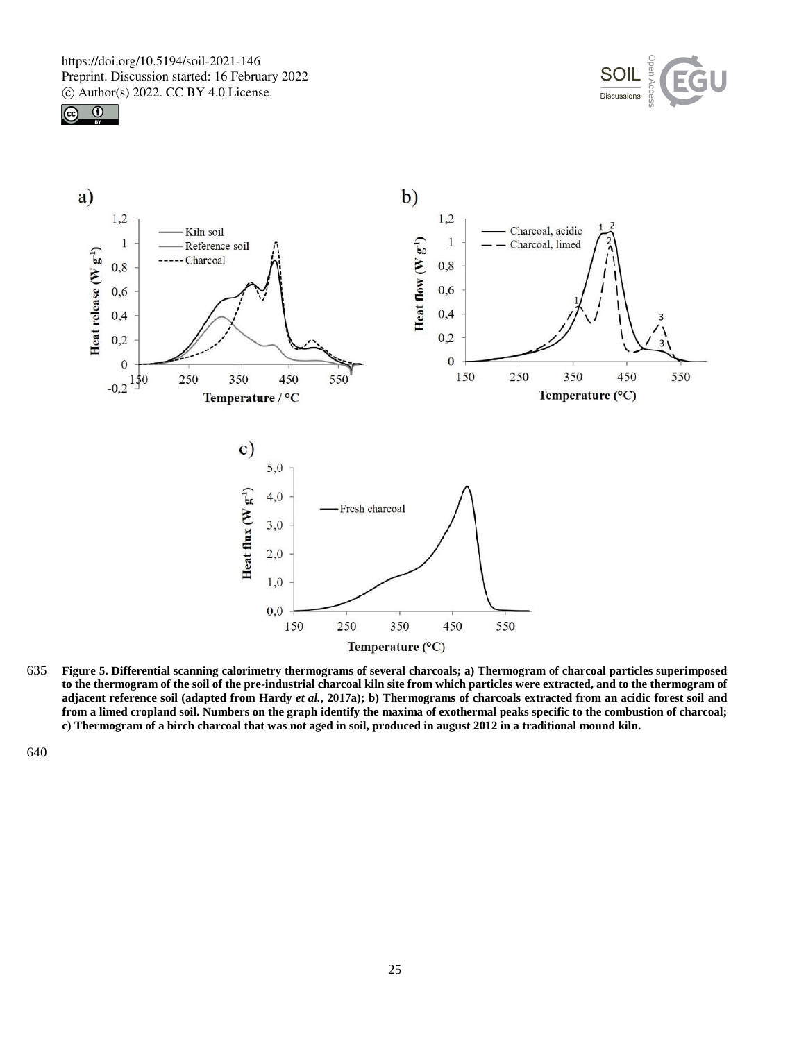Figure 5. Differential scanning calorimetry thermograms of several charcoals; a) Thermogram of charcoal particles superimposed to the thermogram of the soil of the pre-industrial charcoal kiln site from which particles were extracted, and to the thermogram of adjacent reference soil (adapted from Hardy *et al.*, 2017a); b) Thermograms of charcoals extracted from an acidic forest soil and from a limed cropland soil. Numbers on the graph identify the maxima of exothermal peaks specific to the combustion of charcoal; c) Thermogram of a birch charcoal that was not aged in soil, produced in august 2012 in a traditional mound kiln.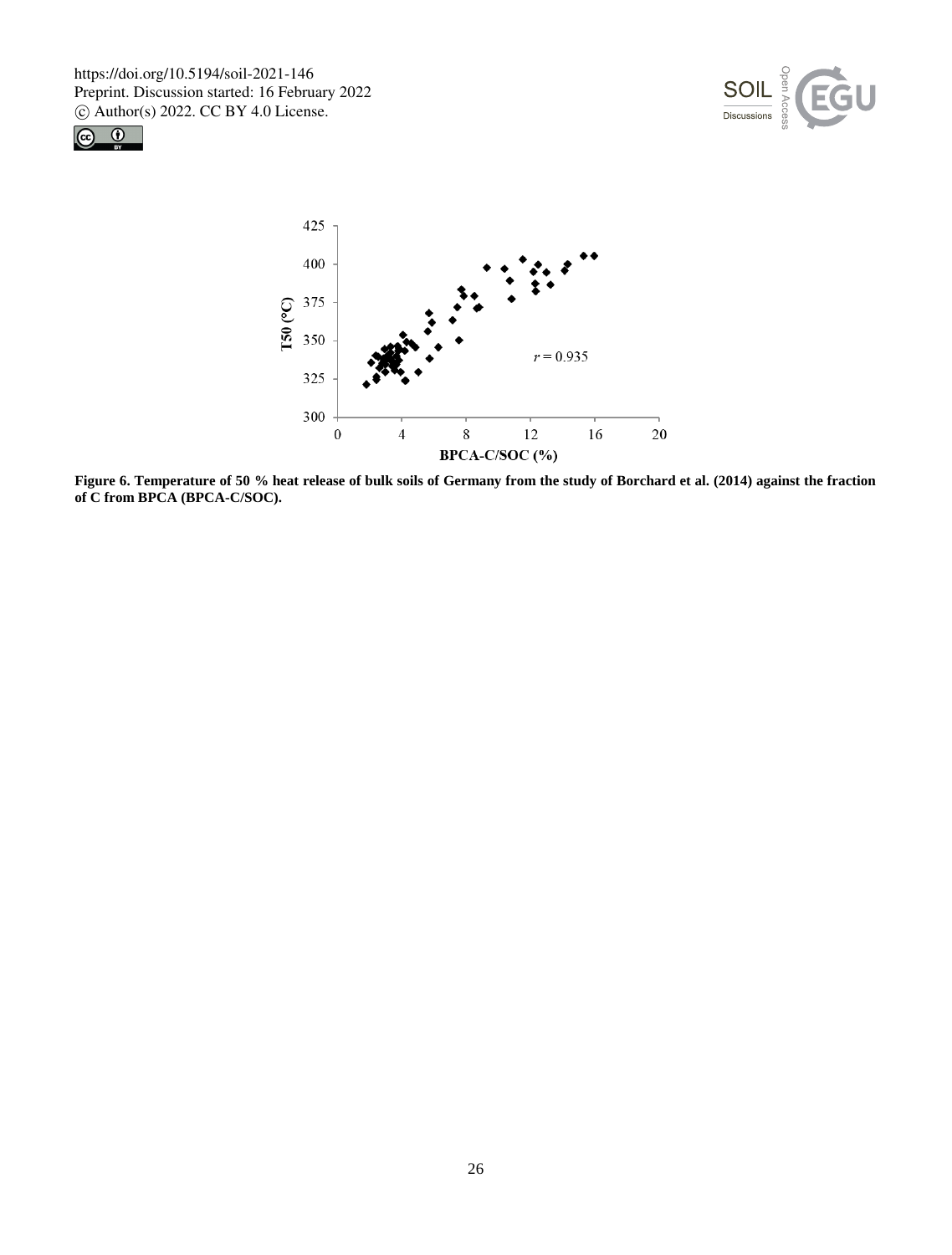**Figure 6. Temperature of 50 % heat release of bulk soils of Germany from the study of Borchard et al. (2014) against the fraction of C from BPCA (BPCA-C/SOC).**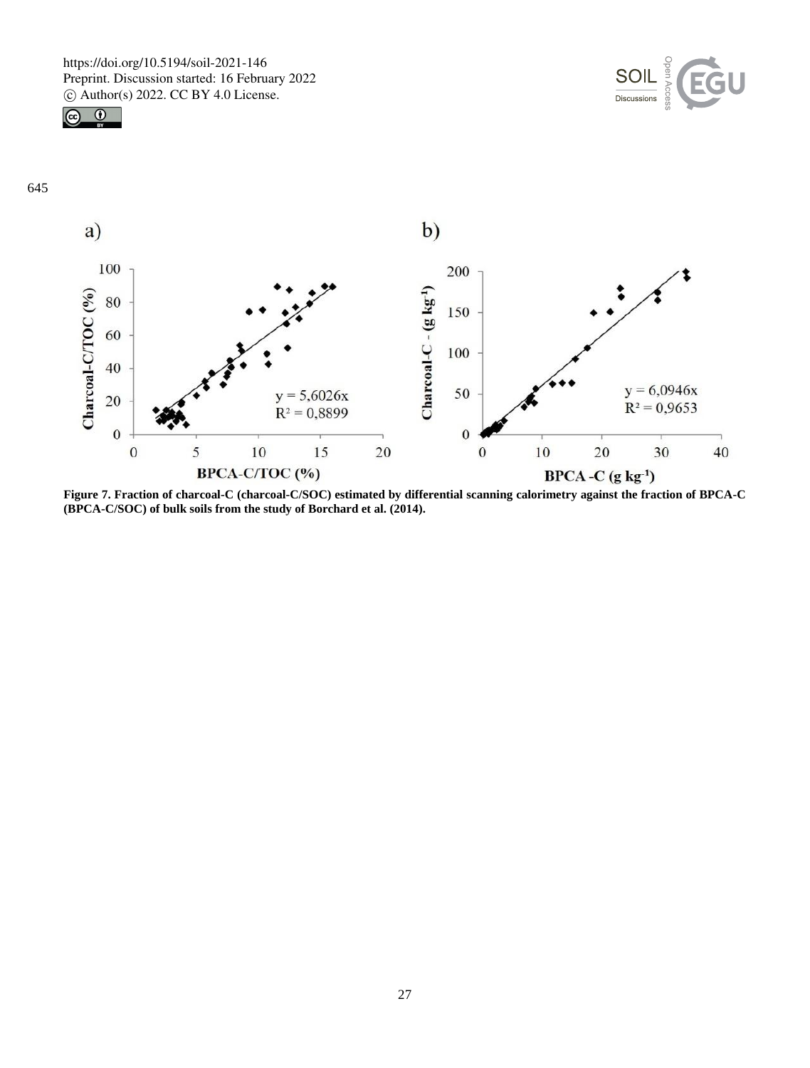a)

100
80
60
40
20
0

Charcoal-C/TOC (%)

0 5 10 15 20

BPCA-C/TOC (%)

y = 5,6026x
$R^2$ = 0,8899

b)

200
150
100
50
0

Charcoal-C - (g kg$^{-1}$)

0 10 20 30 40

BPCA -C (g kg$^{-1}$)

y = 6,0946x
$R^2$ = 0,9653

**Figure 7. Fraction of charcoal-C (charcoal-C/SOC) estimated by differential scanning calorimetry against the fraction of BPCA-C (BPCA-C/SOC) of bulk soils from the study of Borchard et al. (2014).**